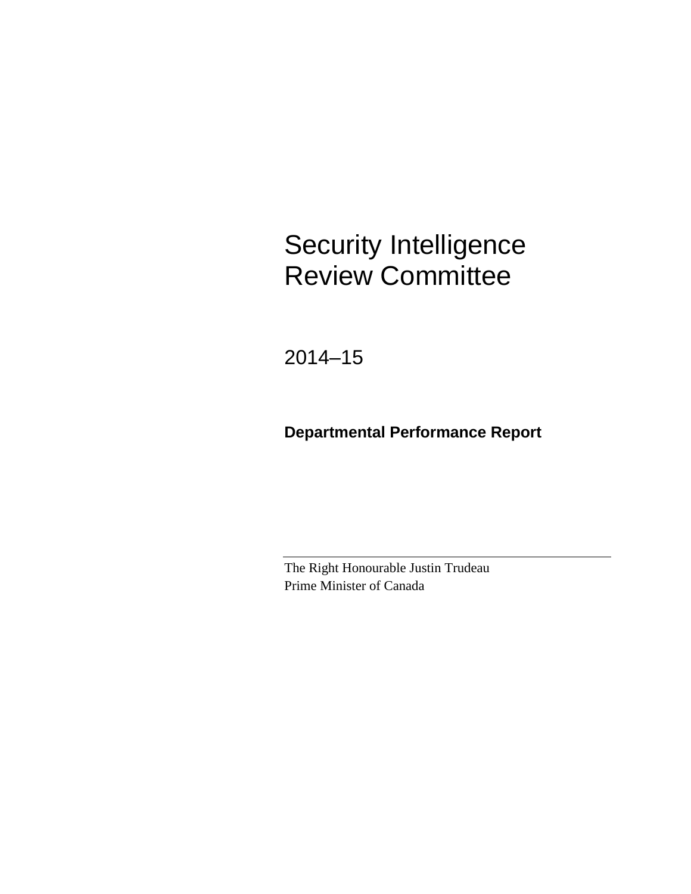# Security Intelligence Review Committee

2014–15

**Departmental Performance Report**

---

The Right Honourable Justin Trudeau
Prime Minister of Canada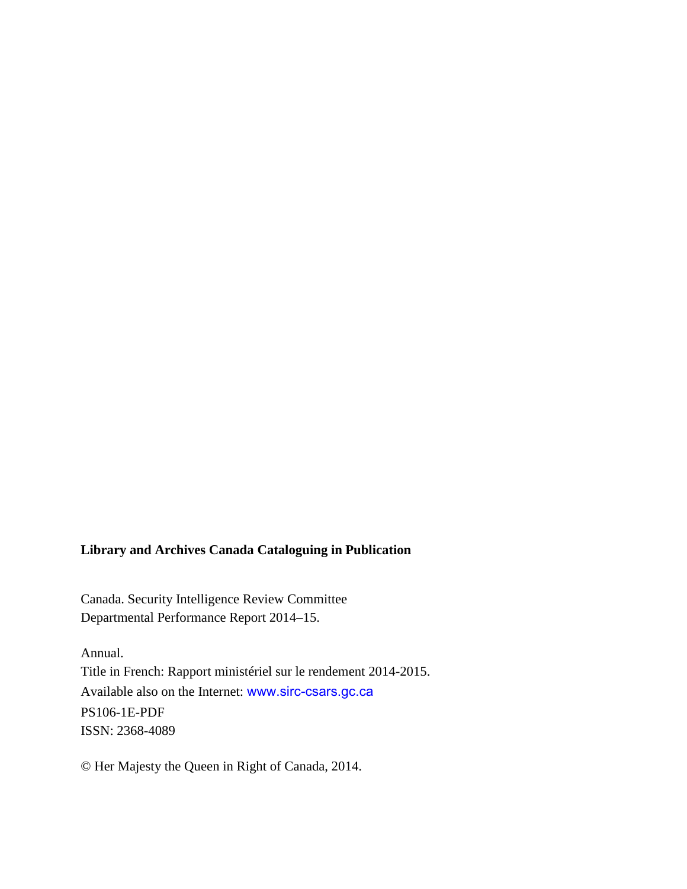**Library and Archives Canada Cataloguing in Publication**

Canada. Security Intelligence Review Committee
Departmental Performance Report 2014–15.

Annual.
Title in French: Rapport ministériel sur le rendement 2014-2015.
Available also on the Internet: www.sirc-csars.gc.ca
PS106-1E-PDF
ISSN: 2368-4089

© Her Majesty the Queen in Right of Canada, 2014.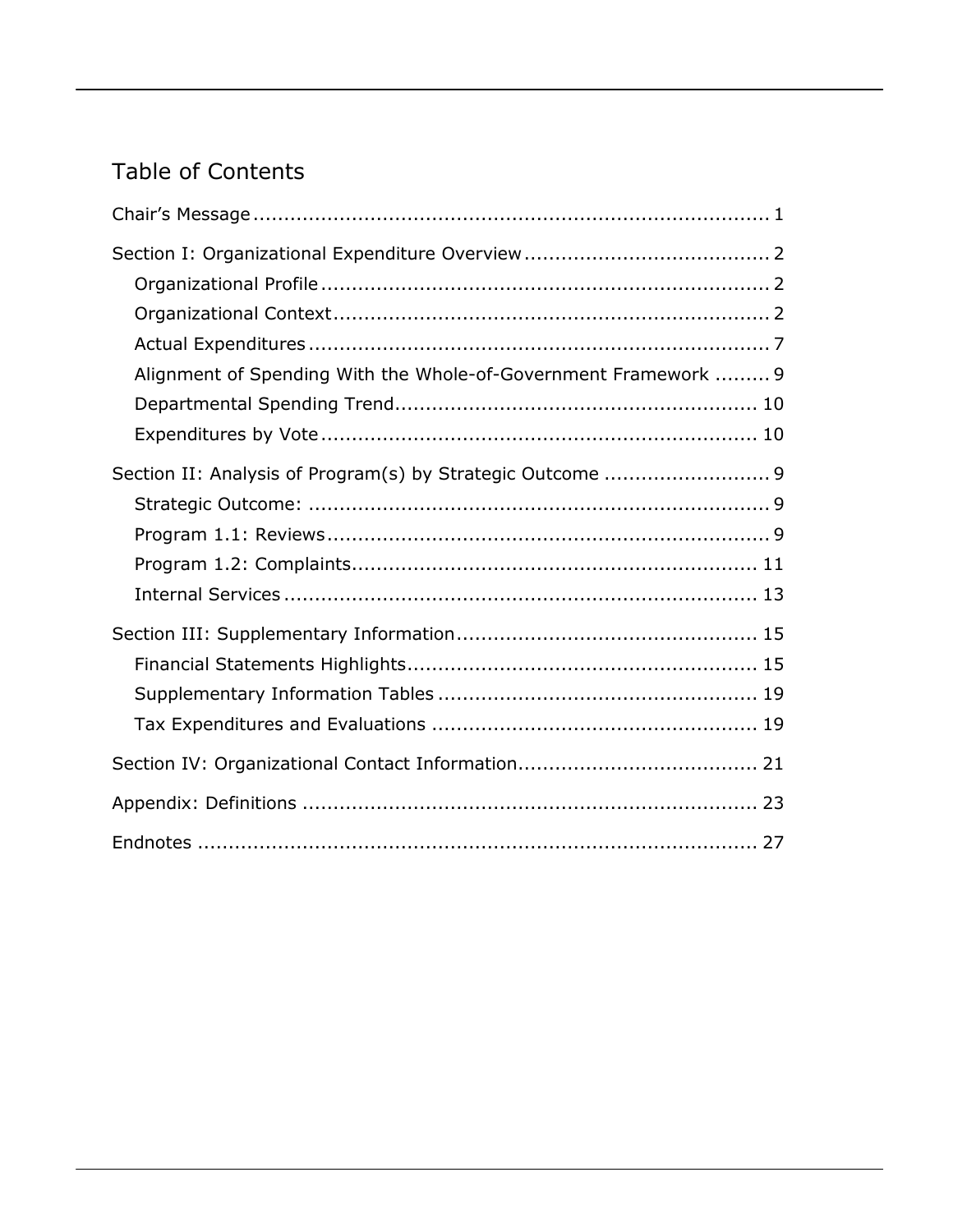# Table of Contents

Chair's Message .................................................................................. 1

Section I: Organizational Expenditure Overview ....................................... 2

- Organizational Profile ........................................................................ 2
- Organizational Context ...................................................................... 2
- Actual Expenditures .......................................................................... 7
- Alignment of Spending With the Whole-of-Government Framework ......... 9
- Departmental Spending Trend........................................................... 10
- Expenditures by Vote ....................................................................... 10

Section II: Analysis of Program(s) by Strategic Outcome ........................... 9

- Strategic Outcome: .......................................................................... 9
- Program 1.1: Reviews ....................................................................... 9
- Program 1.2: Complaints.................................................................. 11
- Internal Services ............................................................................. 13

Section III: Supplementary Information ................................................. 15

- Financial Statements Highlights......................................................... 15
- Supplementary Information Tables .................................................... 19
- Tax Expenditures and Evaluations ..................................................... 19

Section IV: Organizational Contact Information....................................... 21

Appendix: Definitions .......................................................................... 23

Endnotes ........................................................................................... 27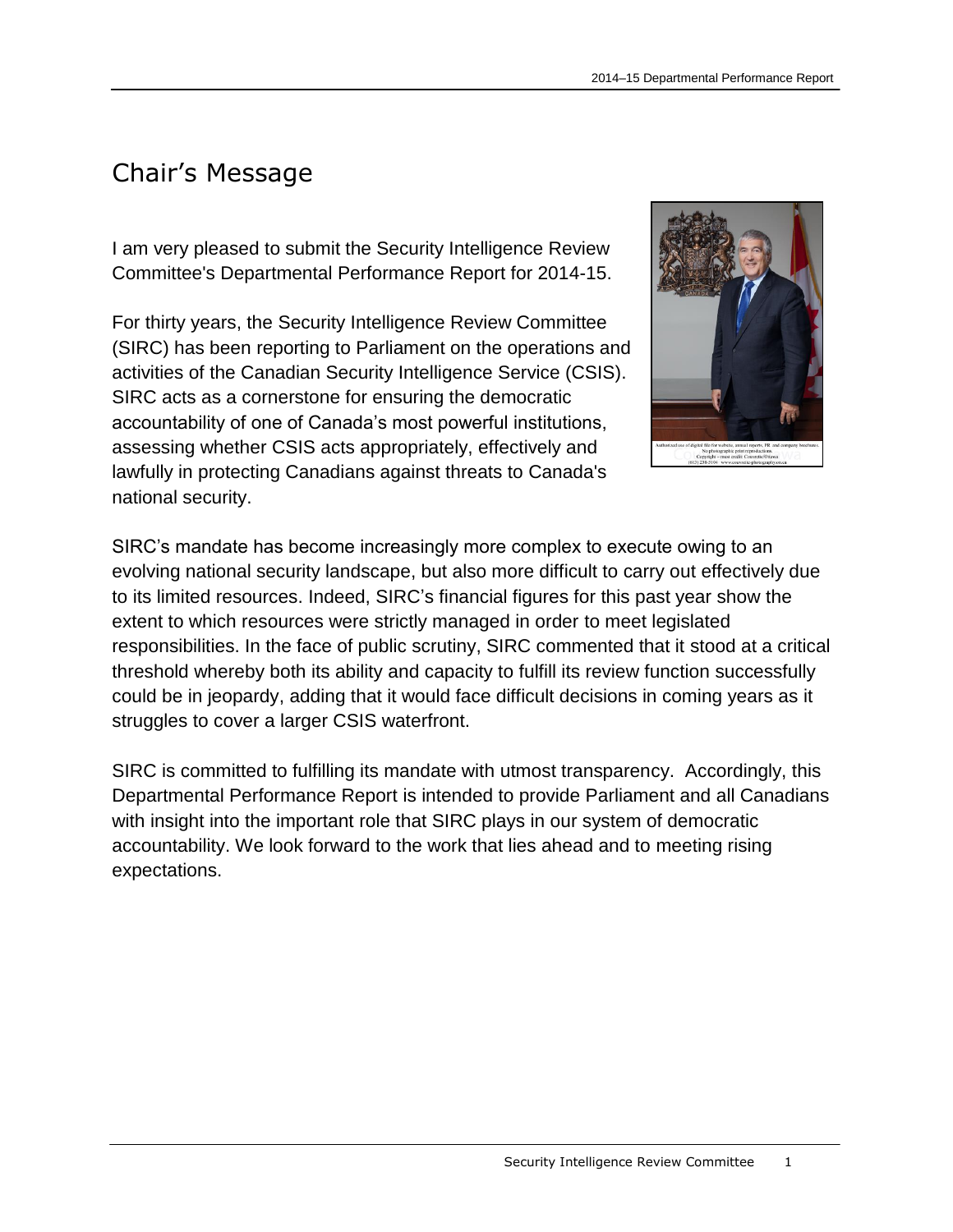# Chair's Message

I am very pleased to submit the Security Intelligence Review Committee's Departmental Performance Report for 2014-15.

For thirty years, the Security Intelligence Review Committee (SIRC) has been reporting to Parliament on the operations and activities of the Canadian Security Intelligence Service (CSIS). SIRC acts as a cornerstone for ensuring the democratic accountability of one of Canada's most powerful institutions, assessing whether CSIS acts appropriately, effectively and lawfully in protecting Canadians against threats to Canada's national security.

SIRC's mandate has become increasingly more complex to execute owing to an evolving national security landscape, but also more difficult to carry out effectively due to its limited resources. Indeed, SIRC's financial figures for this past year show the extent to which resources were strictly managed in order to meet legislated responsibilities. In the face of public scrutiny, SIRC commented that it stood at a critical threshold whereby both its ability and capacity to fulfill its review function successfully could be in jeopardy, adding that it would face difficult decisions in coming years as it struggles to cover a larger CSIS waterfront.

SIRC is committed to fulfilling its mandate with utmost transparency. Accordingly, this Departmental Performance Report is intended to provide Parliament and all Canadians with insight into the important role that SIRC plays in our system of democratic accountability. We look forward to the work that lies ahead and to meeting rising expectations.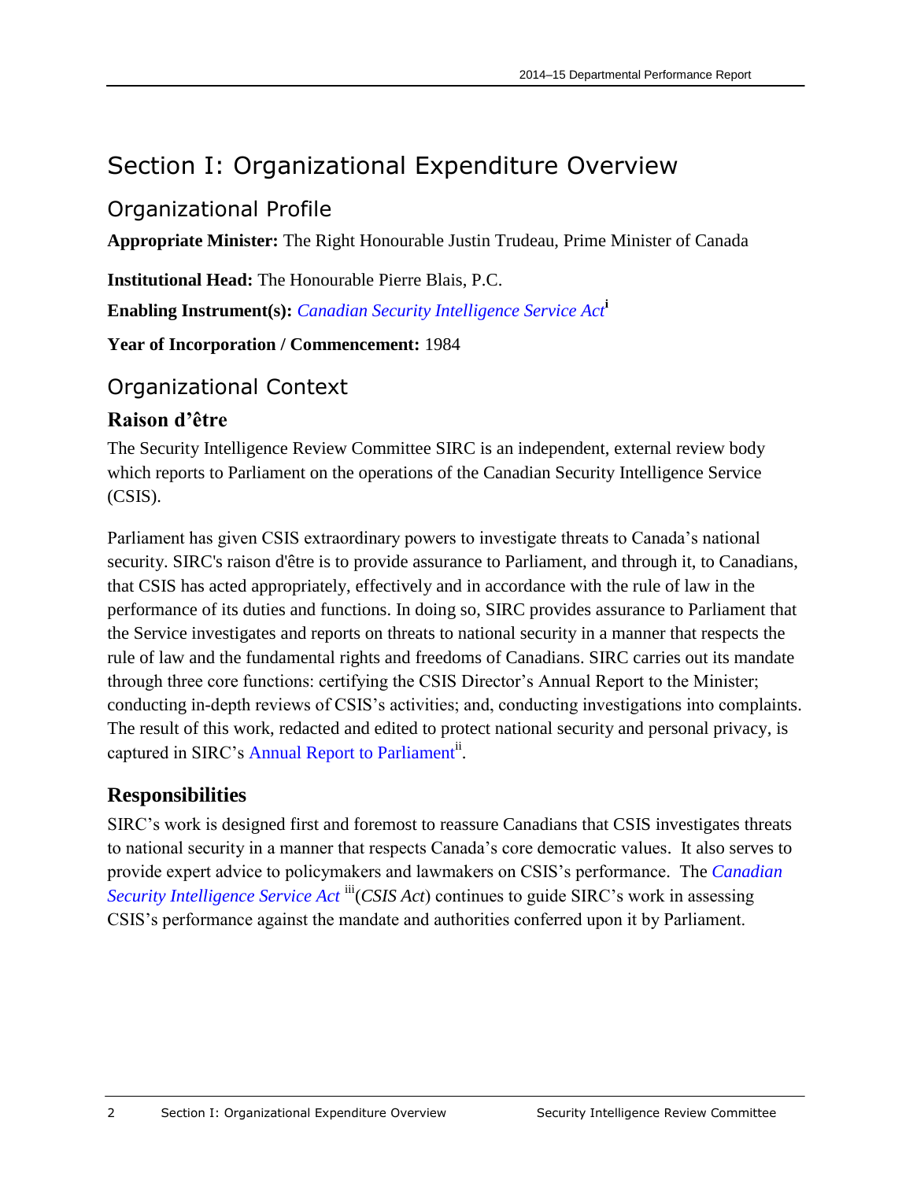# Section I: Organizational Expenditure Overview

## Organizational Profile

**Appropriate Minister:** The Right Honourable Justin Trudeau, Prime Minister of Canada

**Institutional Head:** The Honourable Pierre Blais, P.C.

**Enabling Instrument(s):** *Canadian Security Intelligence Service Act*[i]

**Year of Incorporation / Commencement:** 1984

## Organizational Context

### Raison d'être

The Security Intelligence Review Committee SIRC is an independent, external review body which reports to Parliament on the operations of the Canadian Security Intelligence Service (CSIS).

Parliament has given CSIS extraordinary powers to investigate threats to Canada's national security. SIRC's raison d'être is to provide assurance to Parliament, and through it, to Canadians, that CSIS has acted appropriately, effectively and in accordance with the rule of law in the performance of its duties and functions. In doing so, SIRC provides assurance to Parliament that the Service investigates and reports on threats to national security in a manner that respects the rule of law and the fundamental rights and freedoms of Canadians. SIRC carries out its mandate through three core functions: certifying the CSIS Director's Annual Report to the Minister; conducting in-depth reviews of CSIS's activities; and, conducting investigations into complaints. The result of this work, redacted and edited to protect national security and personal privacy, is captured in SIRC's Annual Report to Parliament[ii].

### Responsibilities

SIRC's work is designed first and foremost to reassure Canadians that CSIS investigates threats to national security in a manner that respects Canada's core democratic values. It also serves to provide expert advice to policymakers and lawmakers on CSIS's performance. The *Canadian Security Intelligence Service Act* [iii](*CSIS Act*) continues to guide SIRC's work in assessing CSIS's performance against the mandate and authorities conferred upon it by Parliament.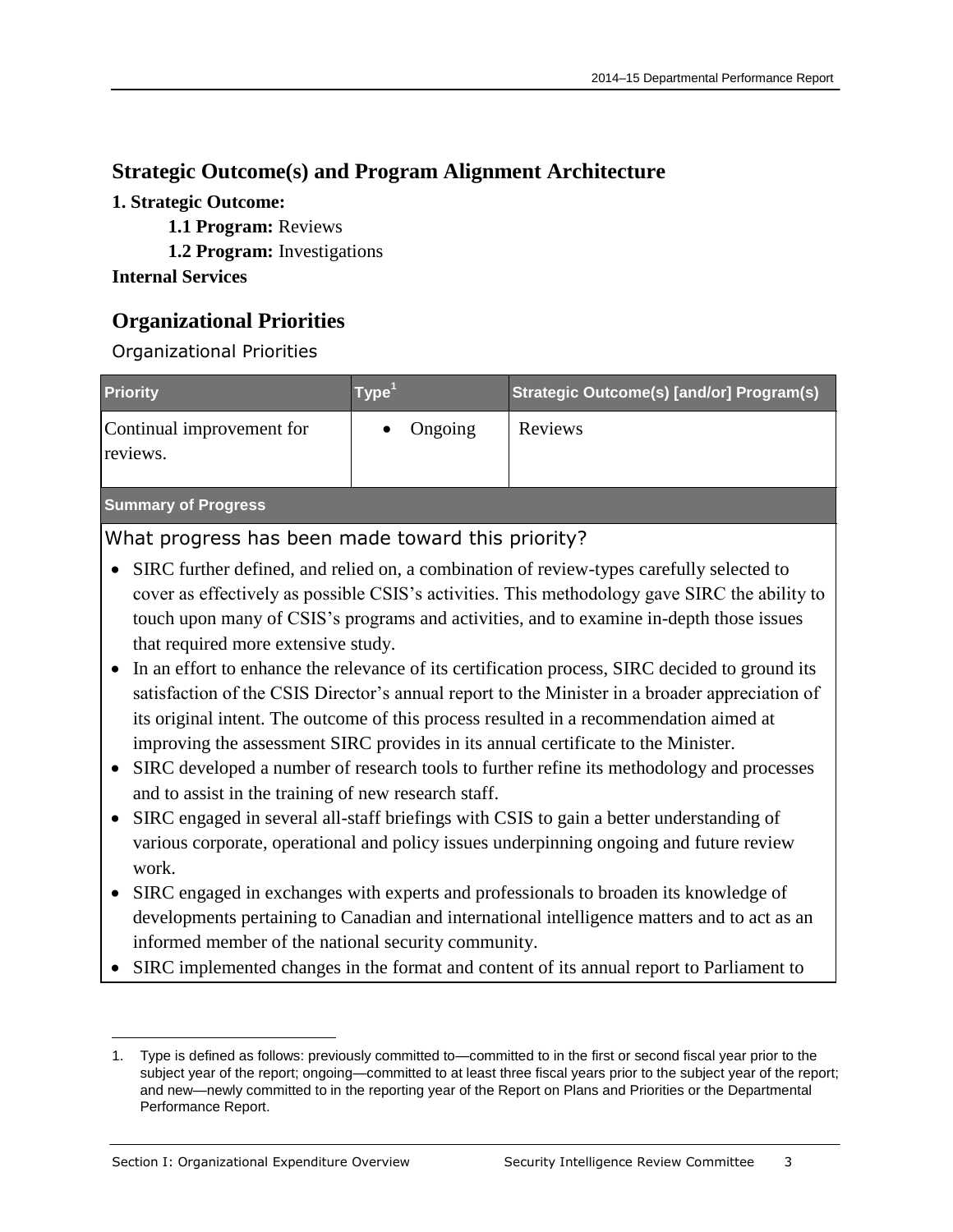## Strategic Outcome(s) and Program Alignment Architecture

**1. Strategic Outcome:**

**1.1 Program:** Reviews

**1.2 Program:** Investigations

**Internal Services**

## Organizational Priorities

Organizational Priorities

| Priority | Type[1] | Strategic Outcome(s) [and/or] Program(s) |
|---|---|---|
| Continual improvement for reviews. | • Ongoing | Reviews |

**Summary of Progress**

What progress has been made toward this priority?

- SIRC further defined, and relied on, a combination of review-types carefully selected to cover as effectively as possible CSIS's activities. This methodology gave SIRC the ability to touch upon many of CSIS's programs and activities, and to examine in-depth those issues that required more extensive study.
- In an effort to enhance the relevance of its certification process, SIRC decided to ground its satisfaction of the CSIS Director's annual report to the Minister in a broader appreciation of its original intent. The outcome of this process resulted in a recommendation aimed at improving the assessment SIRC provides in its annual certificate to the Minister.
- SIRC developed a number of research tools to further refine its methodology and processes and to assist in the training of new research staff.
- SIRC engaged in several all-staff briefings with CSIS to gain a better understanding of various corporate, operational and policy issues underpinning ongoing and future review work.
- SIRC engaged in exchanges with experts and professionals to broaden its knowledge of developments pertaining to Canadian and international intelligence matters and to act as an informed member of the national security community.
- SIRC implemented changes in the format and content of its annual report to Parliament to

1. Type is defined as follows: previously committed to—committed to in the first or second fiscal year prior to the subject year of the report; ongoing—committed to at least three fiscal years prior to the subject year of the report; and new—newly committed to in the reporting year of the Report on Plans and Priorities or the Departmental Performance Report.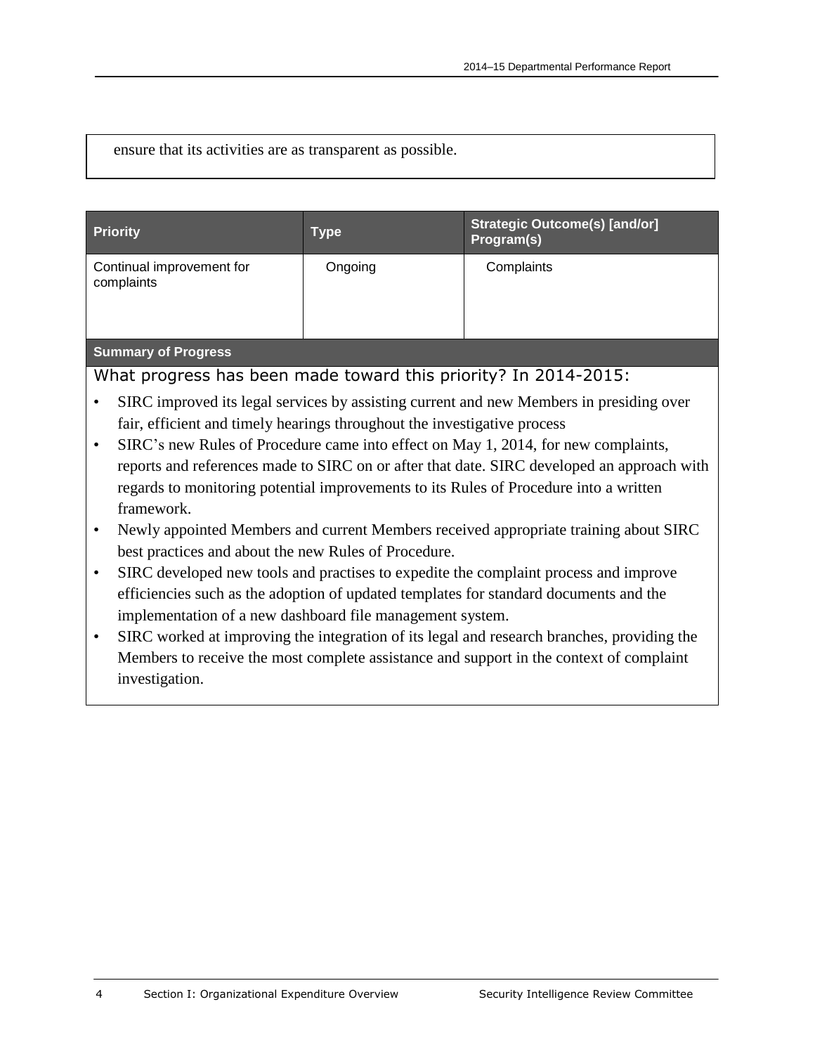ensure that its activities are as transparent as possible.

| Priority | Type | Strategic Outcome(s) [and/or] Program(s) |
|---|---|---|
| Continual improvement for complaints | Ongoing | Complaints |

**Summary of Progress**

What progress has been made toward this priority? In 2014-2015:

- SIRC improved its legal services by assisting current and new Members in presiding over fair, efficient and timely hearings throughout the investigative process
- SIRC's new Rules of Procedure came into effect on May 1, 2014, for new complaints, reports and references made to SIRC on or after that date. SIRC developed an approach with regards to monitoring potential improvements to its Rules of Procedure into a written framework.
- Newly appointed Members and current Members received appropriate training about SIRC best practices and about the new Rules of Procedure.
- SIRC developed new tools and practises to expedite the complaint process and improve efficiencies such as the adoption of updated templates for standard documents and the implementation of a new dashboard file management system.
- SIRC worked at improving the integration of its legal and research branches, providing the Members to receive the most complete assistance and support in the context of complaint investigation.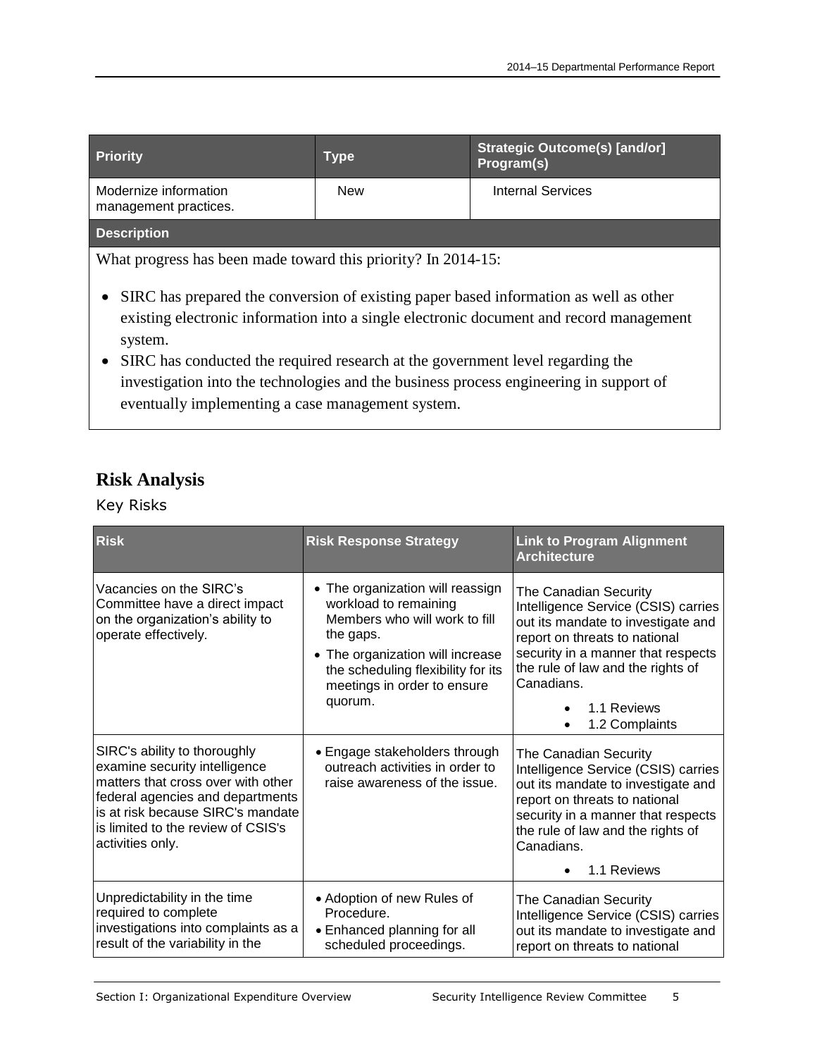| Priority | Type | Strategic Outcome(s) [and/or] Program(s) |
| --- | --- | --- |
| Modernize information management practices. | New | Internal Services |

**Description**

What progress has been made toward this priority? In 2014-15:

- SIRC has prepared the conversion of existing paper based information as well as other existing electronic information into a single electronic document and record management system.
- SIRC has conducted the required research at the government level regarding the investigation into the technologies and the business process engineering in support of eventually implementing a case management system.

## Risk Analysis

### Key Risks

| Risk | Risk Response Strategy | Link to Program Alignment Architecture |
| --- | --- | --- |
| Vacancies on the SIRC's Committee have a direct impact on the organization's ability to operate effectively. | • The organization will reassign workload to remaining Members who will work to fill the gaps.<br>• The organization will increase the scheduling flexibility for its meetings in order to ensure quorum. | The Canadian Security Intelligence Service (CSIS) carries out its mandate to investigate and report on threats to national security in a manner that respects the rule of law and the rights of Canadians.<br>• 1.1 Reviews<br>• 1.2 Complaints |
| SIRC's ability to thoroughly examine security intelligence matters that cross over with other federal agencies and departments is at risk because SIRC's mandate is limited to the review of CSIS's activities only. | • Engage stakeholders through outreach activities in order to raise awareness of the issue. | The Canadian Security Intelligence Service (CSIS) carries out its mandate to investigate and report on threats to national security in a manner that respects the rule of law and the rights of Canadians.<br>• 1.1 Reviews |
| Unpredictability in the time required to complete investigations into complaints as a result of the variability in the | • Adoption of new Rules of Procedure.<br>• Enhanced planning for all scheduled proceedings. | The Canadian Security Intelligence Service (CSIS) carries out its mandate to investigate and report on threats to national |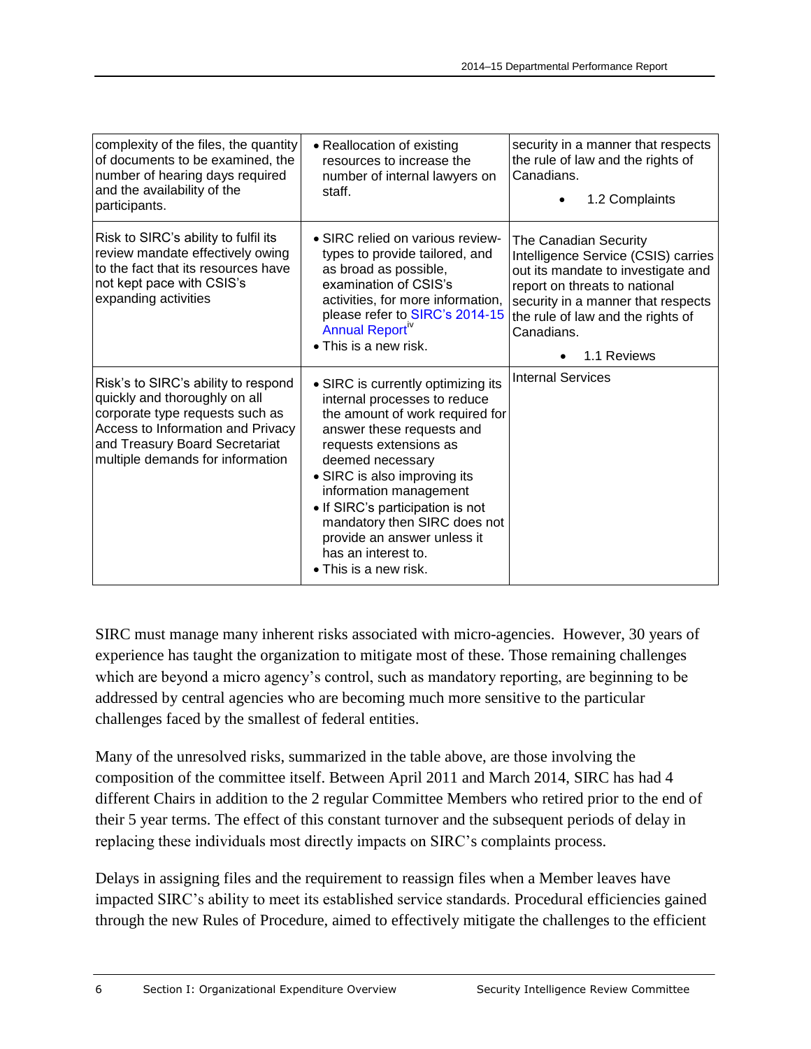| complexity of the files, the quantity of documents to be examined, the number of hearing days required and the availability of the participants. | • Reallocation of existing resources to increase the number of internal lawyers on staff. | security in a manner that respects the rule of law and the rights of Canadians.<br>• 1.2 Complaints |
|---|---|---|
| Risk to SIRC's ability to fulfil its review mandate effectively owing to the fact that its resources have not kept pace with CSIS's expanding activities | • SIRC relied on various review-types to provide tailored, and as broad as possible, examination of CSIS's activities, for more information, please refer to SIRC's 2014-15 Annual Report[iv]<br>• This is a new risk. | The Canadian Security Intelligence Service (CSIS) carries out its mandate to investigate and report on threats to national security in a manner that respects the rule of law and the rights of Canadians.<br>• 1.1 Reviews |
| Risk's to SIRC's ability to respond quickly and thoroughly on all corporate type requests such as Access to Information and Privacy and Treasury Board Secretariat multiple demands for information | • SIRC is currently optimizing its internal processes to reduce the amount of work required for answer these requests and requests extensions as deemed necessary<br>• SIRC is also improving its information management<br>• If SIRC's participation is not mandatory then SIRC does not provide an answer unless it has an interest to.<br>• This is a new risk. | Internal Services |

SIRC must manage many inherent risks associated with micro-agencies. However, 30 years of experience has taught the organization to mitigate most of these. Those remaining challenges which are beyond a micro agency's control, such as mandatory reporting, are beginning to be addressed by central agencies who are becoming much more sensitive to the particular challenges faced by the smallest of federal entities.

Many of the unresolved risks, summarized in the table above, are those involving the composition of the committee itself. Between April 2011 and March 2014, SIRC has had 4 different Chairs in addition to the 2 regular Committee Members who retired prior to the end of their 5 year terms. The effect of this constant turnover and the subsequent periods of delay in replacing these individuals most directly impacts on SIRC's complaints process.

Delays in assigning files and the requirement to reassign files when a Member leaves have impacted SIRC's ability to meet its established service standards. Procedural efficiencies gained through the new Rules of Procedure, aimed to effectively mitigate the challenges to the efficient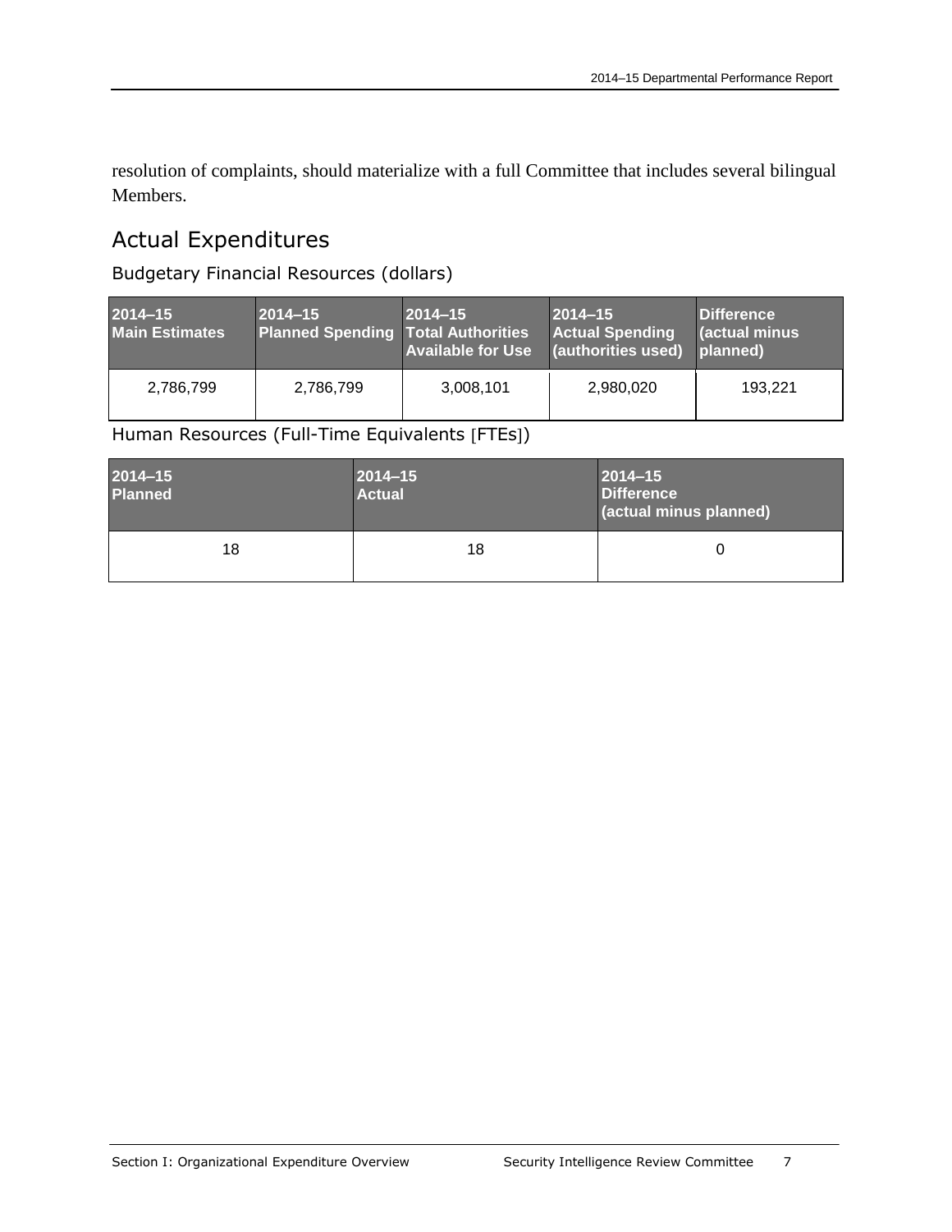resolution of complaints, should materialize with a full Committee that includes several bilingual Members.

## Actual Expenditures

### Budgetary Financial Resources (dollars)

| 2014–15 Main Estimates | 2014–15 Planned Spending | 2014–15 Total Authorities Available for Use | 2014–15 Actual Spending (authorities used) | Difference (actual minus planned) |
|---|---|---|---|---|
| 2,786,799 | 2,786,799 | 3,008,101 | 2,980,020 | 193,221 |

### Human Resources (Full-Time Equivalents [FTEs])

| 2014–15 Planned | 2014–15 Actual | 2014–15 Difference (actual minus planned) |
|---|---|---|
| 18 | 18 | 0 |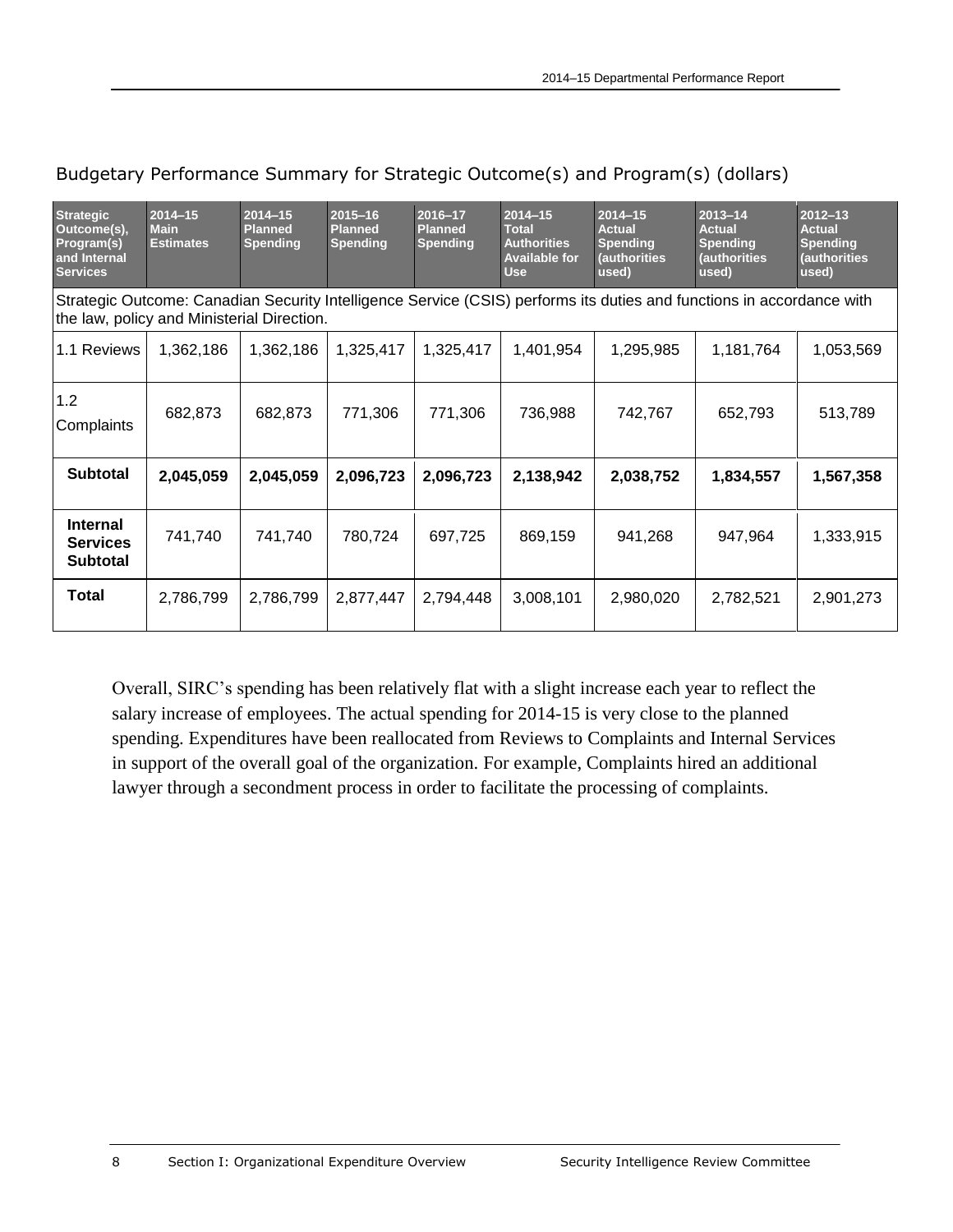## Budgetary Performance Summary for Strategic Outcome(s) and Program(s) (dollars)

| Strategic Outcome(s), Program(s) and Internal Services | 2014–15 Main Estimates | 2014–15 Planned Spending | 2015–16 Planned Spending | 2016–17 Planned Spending | 2014–15 Total Authorities Available for Use | 2014–15 Actual Spending (authorities used) | 2013–14 Actual Spending (authorities used) | 2012–13 Actual Spending (authorities used) |
|---|---|---|---|---|---|---|---|---|
| Strategic Outcome: Canadian Security Intelligence Service (CSIS) performs its duties and functions in accordance with the law, policy and Ministerial Direction. | | | | | | | | |
| 1.1 Reviews | 1,362,186 | 1,362,186 | 1,325,417 | 1,325,417 | 1,401,954 | 1,295,985 | 1,181,764 | 1,053,569 |
| 1.2 Complaints | 682,873 | 682,873 | 771,306 | 771,306 | 736,988 | 742,767 | 652,793 | 513,789 |
| **Subtotal** | **2,045,059** | **2,045,059** | **2,096,723** | **2,096,723** | **2,138,942** | **2,038,752** | **1,834,557** | **1,567,358** |
| **Internal Services Subtotal** | 741,740 | 741,740 | 780,724 | 697,725 | 869,159 | 941,268 | 947,964 | 1,333,915 |
| **Total** | 2,786,799 | 2,786,799 | 2,877,447 | 2,794,448 | 3,008,101 | 2,980,020 | 2,782,521 | 2,901,273 |

Overall, SIRC's spending has been relatively flat with a slight increase each year to reflect the salary increase of employees. The actual spending for 2014-15 is very close to the planned spending. Expenditures have been reallocated from Reviews to Complaints and Internal Services in support of the overall goal of the organization. For example, Complaints hired an additional lawyer through a secondment process in order to facilitate the processing of complaints.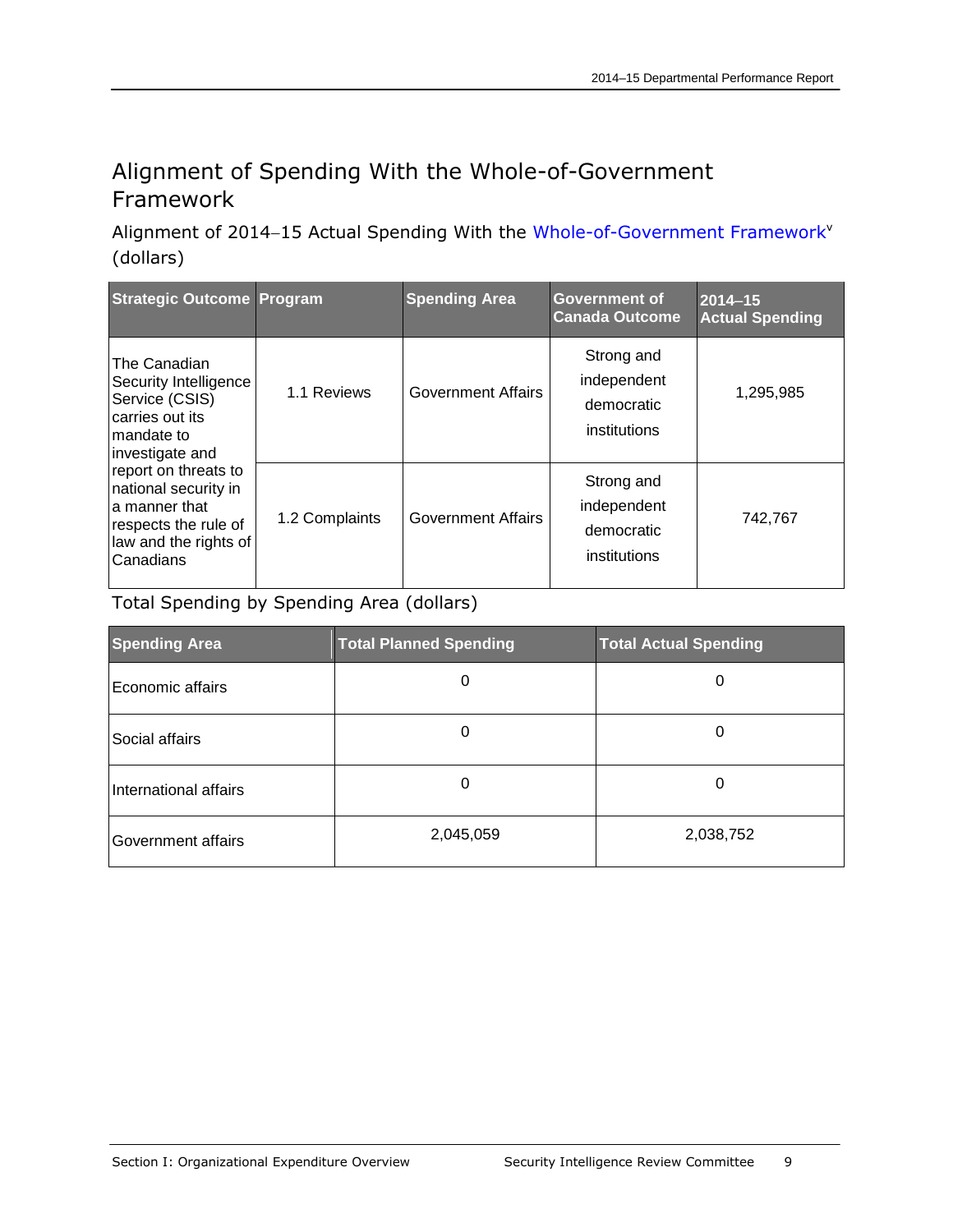# Alignment of Spending With the Whole-of-Government Framework

Alignment of 2014–15 Actual Spending With the Whole-of-Government Framework[v] (dollars)

| Strategic Outcome | Program | Spending Area | Government of Canada Outcome | 2014–15 Actual Spending |
|---|---|---|---|---|
| The Canadian Security Intelligence Service (CSIS) carries out its mandate to investigate and report on threats to national security in a manner that respects the rule of law and the rights of Canadians | 1.1 Reviews | Government Affairs | Strong and independent democratic institutions | 1,295,985 |
| | 1.2 Complaints | Government Affairs | Strong and independent democratic institutions | 742,767 |

Total Spending by Spending Area (dollars)

| Spending Area | Total Planned Spending | Total Actual Spending |
|---|---|---|
| Economic affairs | 0 | 0 |
| Social affairs | 0 | 0 |
| International affairs | 0 | 0 |
| Government affairs | 2,045,059 | 2,038,752 |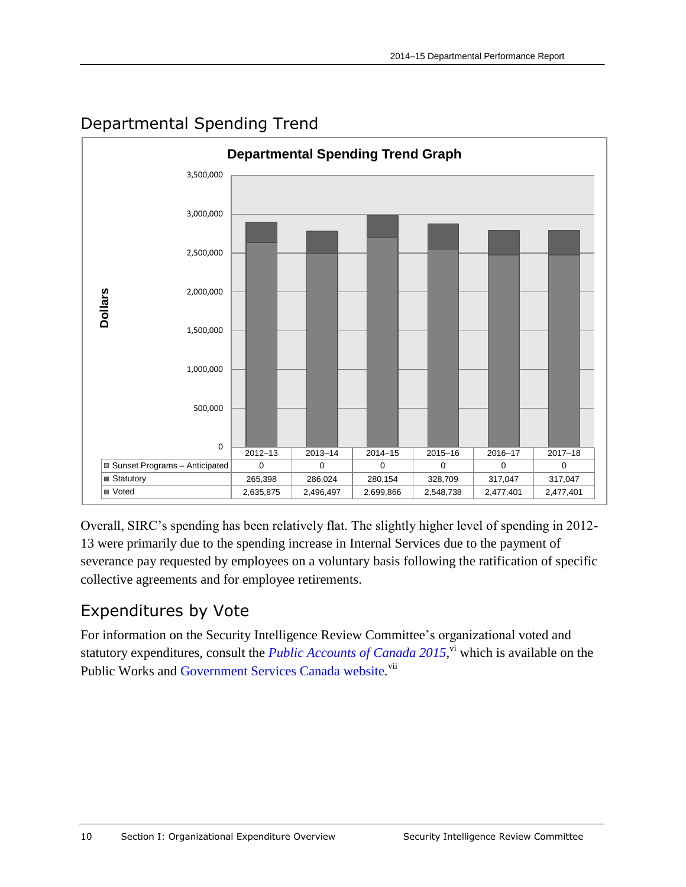## Departmental Spending Trend

**Departmental Spending Trend Graph**

| | 2012–13 | 2013–14 | 2014–15 | 2015–16 | 2016–17 | 2017–18 |
|---|---|---|---|---|---|---|
| Sunset Programs – Anticipated | 0 | 0 | 0 | 0 | 0 | 0 |
| Statutory | 265,398 | 286,024 | 280,154 | 328,709 | 317,047 | 317,047 |
| Voted | 2,635,875 | 2,496,497 | 2,699,866 | 2,548,738 | 2,477,401 | 2,477,401 |

Overall, SIRC's spending has been relatively flat. The slightly higher level of spending in 2012-13 were primarily due to the spending increase in Internal Services due to the payment of severance pay requested by employees on a voluntary basis following the ratification of specific collective agreements and for employee retirements.

## Expenditures by Vote

For information on the Security Intelligence Review Committee's organizational voted and statutory expenditures, consult the *Public Accounts of Canada 2015*,[vi] which is available on the Public Works and Government Services Canada website.[vii]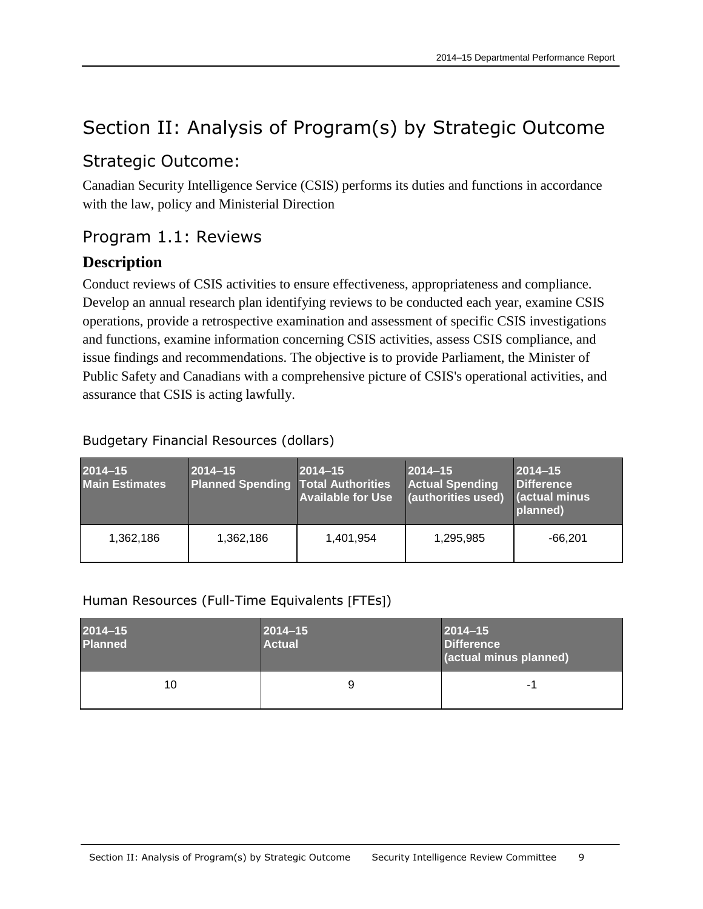# Section II: Analysis of Program(s) by Strategic Outcome

## Strategic Outcome:

Canadian Security Intelligence Service (CSIS) performs its duties and functions in accordance with the law, policy and Ministerial Direction

## Program 1.1: Reviews

### Description

Conduct reviews of CSIS activities to ensure effectiveness, appropriateness and compliance. Develop an annual research plan identifying reviews to be conducted each year, examine CSIS operations, provide a retrospective examination and assessment of specific CSIS investigations and functions, examine information concerning CSIS activities, assess CSIS compliance, and issue findings and recommendations. The objective is to provide Parliament, the Minister of Public Safety and Canadians with a comprehensive picture of CSIS's operational activities, and assurance that CSIS is acting lawfully.

Budgetary Financial Resources (dollars)

| 2014–15 Main Estimates | 2014–15 Planned Spending | 2014–15 Total Authorities Available for Use | 2014–15 Actual Spending (authorities used) | 2014–15 Difference (actual minus planned) |
|---|---|---|---|---|
| 1,362,186 | 1,362,186 | 1,401,954 | 1,295,985 | -66,201 |

Human Resources (Full-Time Equivalents [FTEs])

| 2014–15 Planned | 2014–15 Actual | 2014–15 Difference (actual minus planned) |
|---|---|---|
| 10 | 9 | -1 |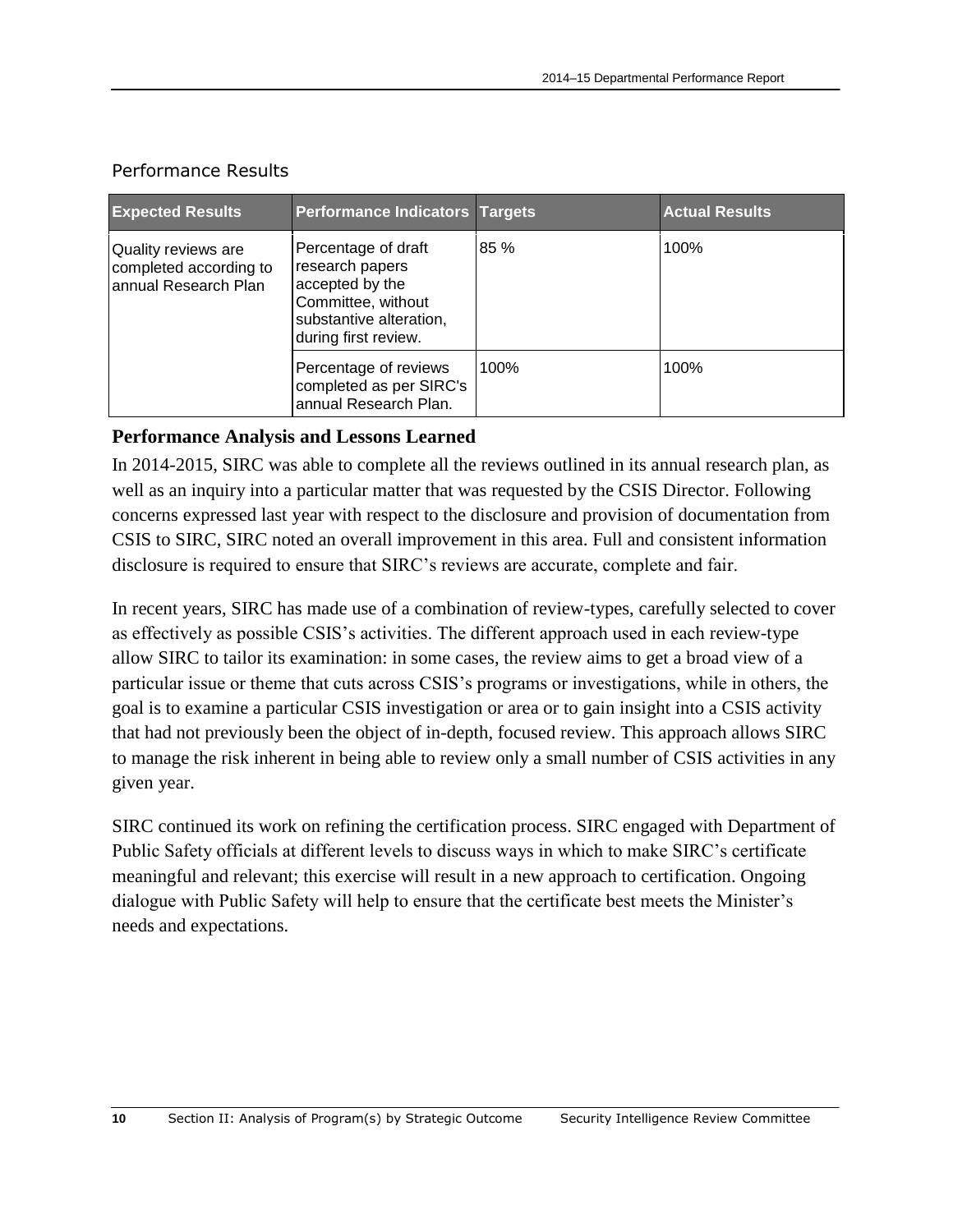### Performance Results

| Expected Results | Performance Indicators | Targets | Actual Results |
| --- | --- | --- | --- |
| Quality reviews are completed according to annual Research Plan | Percentage of draft research papers accepted by the Committee, without substantive alteration, during first review. | 85 % | 100% |
| | Percentage of reviews completed as per SIRC's annual Research Plan. | 100% | 100% |

**Performance Analysis and Lessons Learned**

In 2014-2015, SIRC was able to complete all the reviews outlined in its annual research plan, as well as an inquiry into a particular matter that was requested by the CSIS Director. Following concerns expressed last year with respect to the disclosure and provision of documentation from CSIS to SIRC, SIRC noted an overall improvement in this area. Full and consistent information disclosure is required to ensure that SIRC's reviews are accurate, complete and fair.

In recent years, SIRC has made use of a combination of review-types, carefully selected to cover as effectively as possible CSIS's activities. The different approach used in each review-type allow SIRC to tailor its examination: in some cases, the review aims to get a broad view of a particular issue or theme that cuts across CSIS's programs or investigations, while in others, the goal is to examine a particular CSIS investigation or area or to gain insight into a CSIS activity that had not previously been the object of in-depth, focused review. This approach allows SIRC to manage the risk inherent in being able to review only a small number of CSIS activities in any given year.

SIRC continued its work on refining the certification process. SIRC engaged with Department of Public Safety officials at different levels to discuss ways in which to make SIRC's certificate meaningful and relevant; this exercise will result in a new approach to certification. Ongoing dialogue with Public Safety will help to ensure that the certificate best meets the Minister's needs and expectations.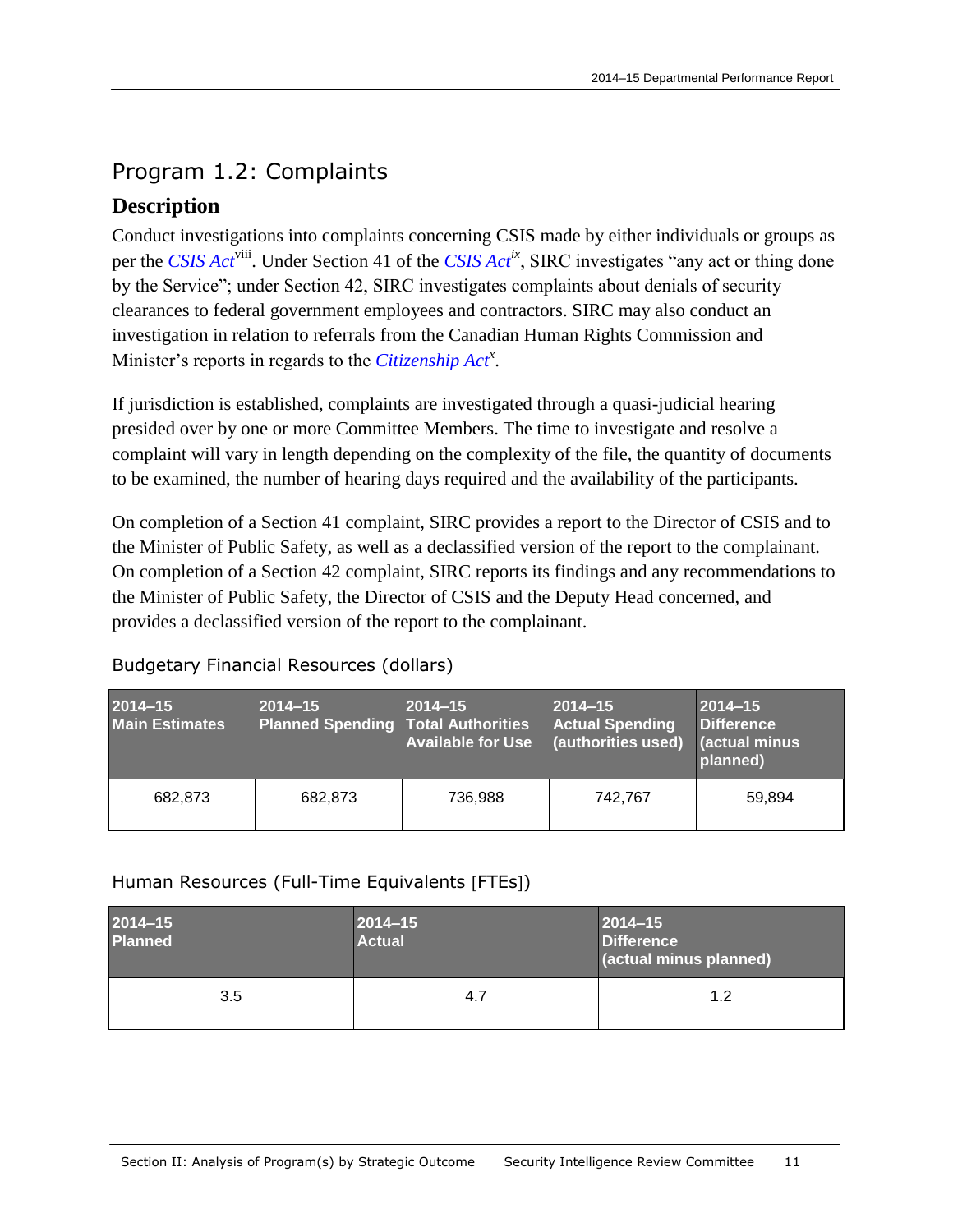## Program 1.2: Complaints

### Description

Conduct investigations into complaints concerning CSIS made by either individuals or groups as per the *CSIS Act*[viii]. Under Section 41 of the *CSIS Act*[ix], SIRC investigates "any act or thing done by the Service"; under Section 42, SIRC investigates complaints about denials of security clearances to federal government employees and contractors. SIRC may also conduct an investigation in relation to referrals from the Canadian Human Rights Commission and Minister's reports in regards to the *Citizenship Act*[x].

If jurisdiction is established, complaints are investigated through a quasi-judicial hearing presided over by one or more Committee Members. The time to investigate and resolve a complaint will vary in length depending on the complexity of the file, the quantity of documents to be examined, the number of hearing days required and the availability of the participants.

On completion of a Section 41 complaint, SIRC provides a report to the Director of CSIS and to the Minister of Public Safety, as well as a declassified version of the report to the complainant. On completion of a Section 42 complaint, SIRC reports its findings and any recommendations to the Minister of Public Safety, the Director of CSIS and the Deputy Head concerned, and provides a declassified version of the report to the complainant.

Budgetary Financial Resources (dollars)

| 2014–15 Main Estimates | 2014–15 Planned Spending | 2014–15 Total Authorities Available for Use | 2014–15 Actual Spending (authorities used) | 2014–15 Difference (actual minus planned) |
|---|---|---|---|---|
| 682,873 | 682,873 | 736,988 | 742,767 | 59,894 |

Human Resources (Full-Time Equivalents [FTEs])

| 2014–15 Planned | 2014–15 Actual | 2014–15 Difference (actual minus planned) |
|---|---|---|
| 3.5 | 4.7 | 1.2 |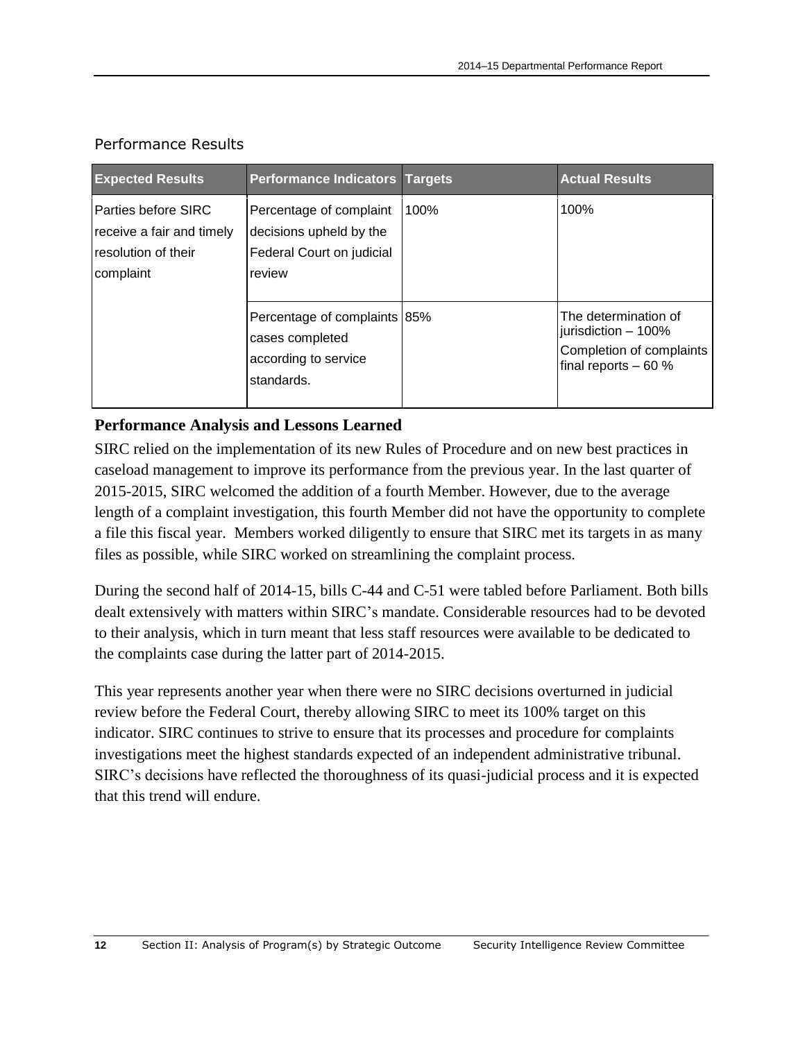## Performance Results

| Expected Results | Performance Indicators | Targets | Actual Results |
| --- | --- | --- | --- |
| Parties before SIRC receive a fair and timely resolution of their complaint | Percentage of complaint decisions upheld by the Federal Court on judicial review | 100% | 100% |
| | Percentage of complaints cases completed according to service standards. | 85% | The determination of jurisdiction – 100%<br>Completion of complaints final reports – 60 % |

### Performance Analysis and Lessons Learned

SIRC relied on the implementation of its new Rules of Procedure and on new best practices in caseload management to improve its performance from the previous year. In the last quarter of 2015-2015, SIRC welcomed the addition of a fourth Member. However, due to the average length of a complaint investigation, this fourth Member did not have the opportunity to complete a file this fiscal year. Members worked diligently to ensure that SIRC met its targets in as many files as possible, while SIRC worked on streamlining the complaint process.

During the second half of 2014-15, bills C-44 and C-51 were tabled before Parliament. Both bills dealt extensively with matters within SIRC's mandate. Considerable resources had to be devoted to their analysis, which in turn meant that less staff resources were available to be dedicated to the complaints case during the latter part of 2014-2015.

This year represents another year when there were no SIRC decisions overturned in judicial review before the Federal Court, thereby allowing SIRC to meet its 100% target on this indicator. SIRC continues to strive to ensure that its processes and procedure for complaints investigations meet the highest standards expected of an independent administrative tribunal. SIRC's decisions have reflected the thoroughness of its quasi-judicial process and it is expected that this trend will endure.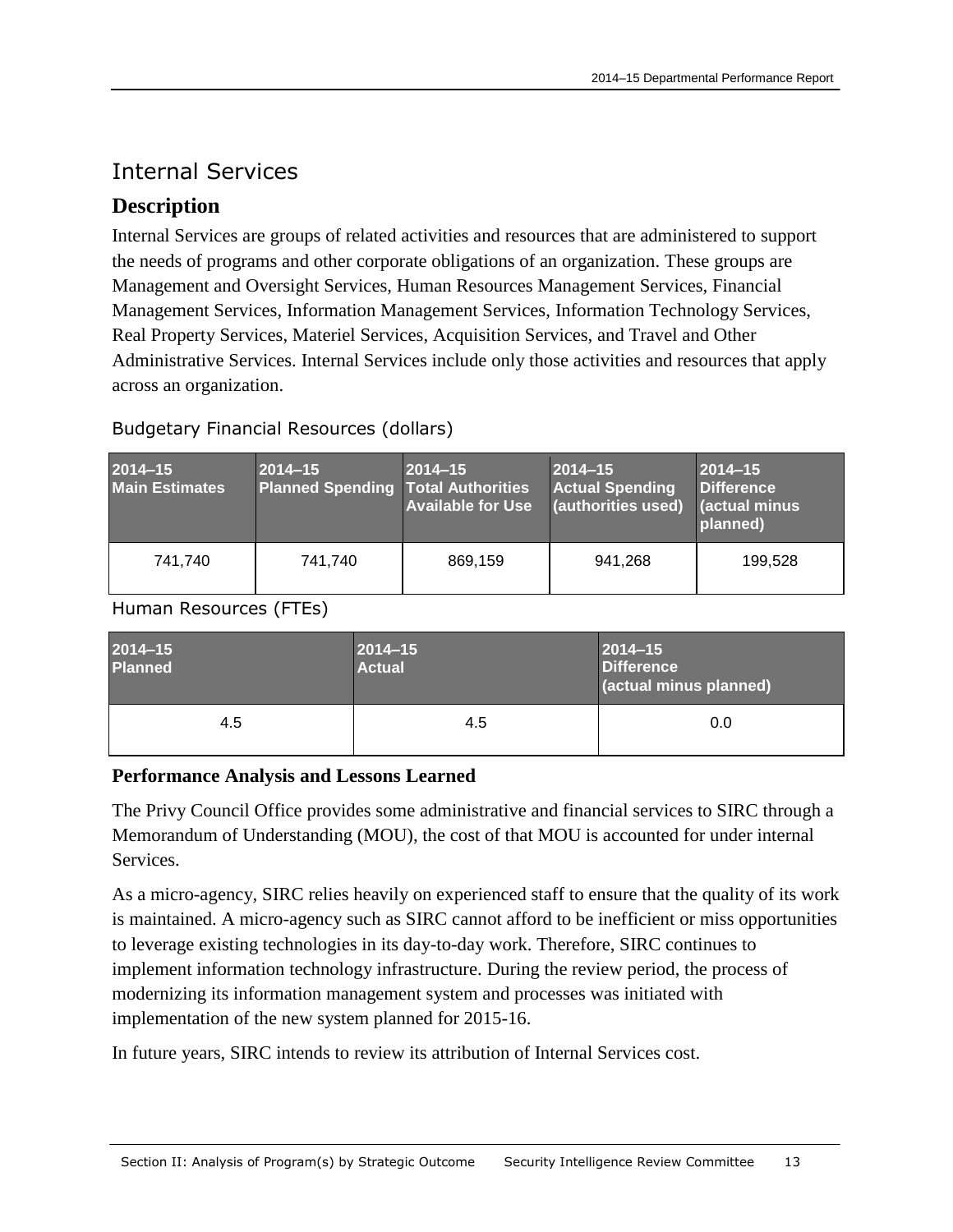## Internal Services

### Description

Internal Services are groups of related activities and resources that are administered to support the needs of programs and other corporate obligations of an organization. These groups are Management and Oversight Services, Human Resources Management Services, Financial Management Services, Information Management Services, Information Technology Services, Real Property Services, Materiel Services, Acquisition Services, and Travel and Other Administrative Services. Internal Services include only those activities and resources that apply across an organization.

Budgetary Financial Resources (dollars)

| 2014–15 Main Estimates | 2014–15 Planned Spending | 2014–15 Total Authorities Available for Use | 2014–15 Actual Spending (authorities used) | 2014–15 Difference (actual minus planned) |
|---|---|---|---|---|
| 741,740 | 741,740 | 869,159 | 941,268 | 199,528 |

Human Resources (FTEs)

| 2014–15 Planned | 2014–15 Actual | 2014–15 Difference (actual minus planned) |
|---|---|---|
| 4.5 | 4.5 | 0.0 |

### Performance Analysis and Lessons Learned

The Privy Council Office provides some administrative and financial services to SIRC through a Memorandum of Understanding (MOU), the cost of that MOU is accounted for under internal Services.

As a micro-agency, SIRC relies heavily on experienced staff to ensure that the quality of its work is maintained. A micro-agency such as SIRC cannot afford to be inefficient or miss opportunities to leverage existing technologies in its day-to-day work. Therefore, SIRC continues to implement information technology infrastructure. During the review period, the process of modernizing its information management system and processes was initiated with implementation of the new system planned for 2015-16.

In future years, SIRC intends to review its attribution of Internal Services cost.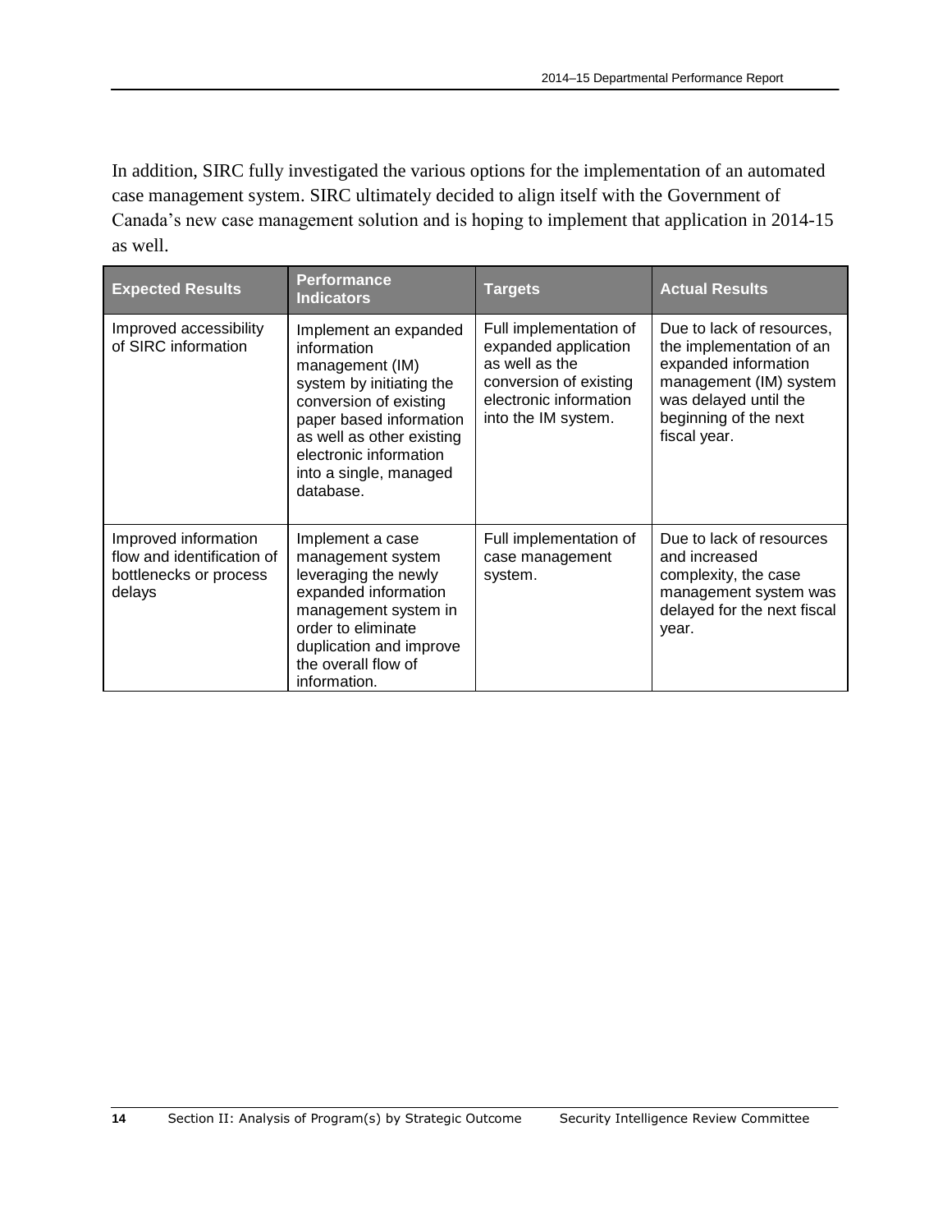In addition, SIRC fully investigated the various options for the implementation of an automated case management system. SIRC ultimately decided to align itself with the Government of Canada's new case management solution and is hoping to implement that application in 2014-15 as well.

| Expected Results | Performance Indicators | Targets | Actual Results |
|---|---|---|---|
| Improved accessibility of SIRC information | Implement an expanded information management (IM) system by initiating the conversion of existing paper based information as well as other existing electronic information into a single, managed database. | Full implementation of expanded application as well as the conversion of existing electronic information into the IM system. | Due to lack of resources, the implementation of an expanded information management (IM) system was delayed until the beginning of the next fiscal year. |
| Improved information flow and identification of bottlenecks or process delays | Implement a case management system leveraging the newly expanded information management system in order to eliminate duplication and improve the overall flow of information. | Full implementation of case management system. | Due to lack of resources and increased complexity, the case management system was delayed for the next fiscal year. |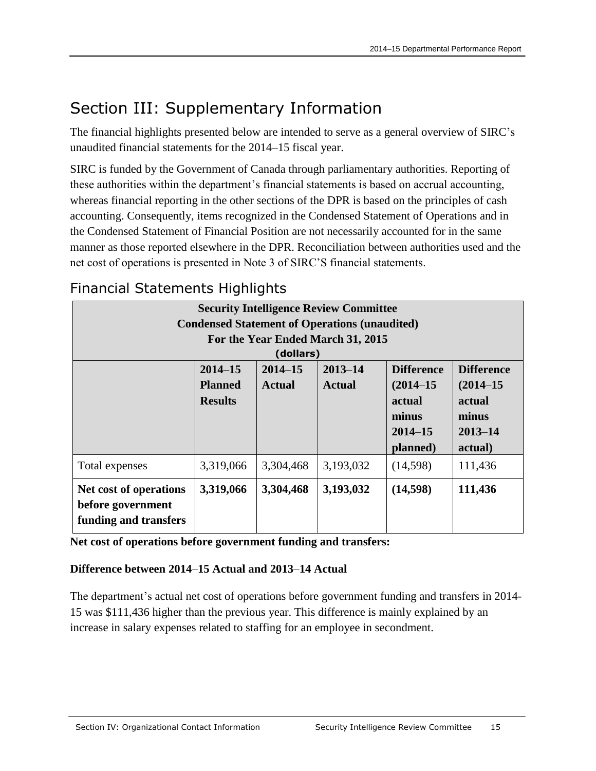# Section III: Supplementary Information

The financial highlights presented below are intended to serve as a general overview of SIRC's unaudited financial statements for the 2014–15 fiscal year.

SIRC is funded by the Government of Canada through parliamentary authorities. Reporting of these authorities within the department's financial statements is based on accrual accounting, whereas financial reporting in the other sections of the DPR is based on the principles of cash accounting. Consequently, items recognized in the Condensed Statement of Operations and in the Condensed Statement of Financial Position are not necessarily accounted for in the same manner as those reported elsewhere in the DPR. Reconciliation between authorities used and the net cost of operations is presented in Note 3 of SIRC'S financial statements.

## Financial Statements Highlights

**Security Intelligence Review Committee**
**Condensed Statement of Operations (unaudited)**
**For the Year Ended March 31, 2015**
**(dollars)**

| | 2014–15 Planned Results | 2014–15 Actual | 2013–14 Actual | Difference (2014–15 actual minus 2014–15 planned) | Difference (2014–15 actual minus 2013–14 actual) |
|---|---|---|---|---|---|
| Total expenses | 3,319,066 | 3,304,468 | 3,193,032 | (14,598) | 111,436 |
| **Net cost of operations before government funding and transfers** | **3,319,066** | **3,304,468** | **3,193,032** | **(14,598)** | **111,436** |

**Net cost of operations before government funding and transfers:**

**Difference between 2014–15 Actual and 2013–14 Actual**

The department's actual net cost of operations before government funding and transfers in 2014-15 was $111,436 higher than the previous year. This difference is mainly explained by an increase in salary expenses related to staffing for an employee in secondment.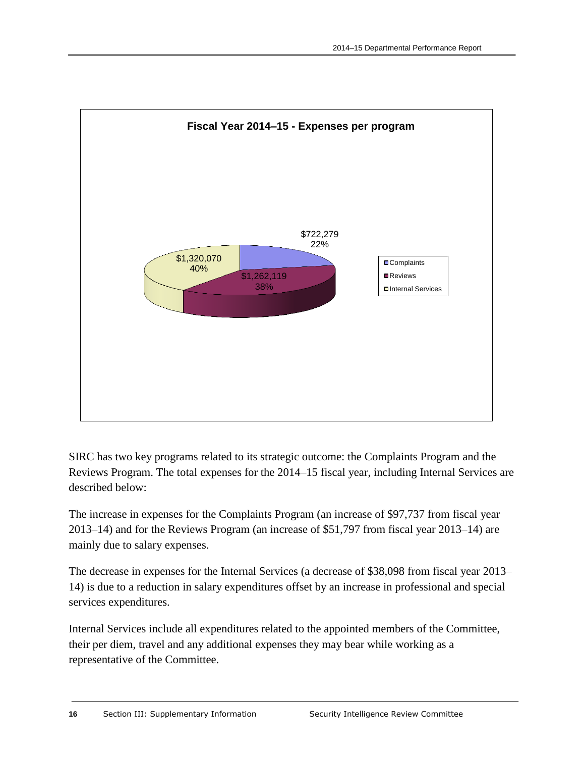**Fiscal Year 2014–15 - Expenses per program**

| Program | Expenses | Percentage |
|---|---|---|
| Complaints | $722,279 | 22% |
| Reviews | $1,262,119 | 38% |
| Internal Services | $1,320,070 | 40% |

SIRC has two key programs related to its strategic outcome: the Complaints Program and the Reviews Program. The total expenses for the 2014–15 fiscal year, including Internal Services are described below:

The increase in expenses for the Complaints Program (an increase of $97,737 from fiscal year 2013–14) and for the Reviews Program (an increase of $51,797 from fiscal year 2013–14) are mainly due to salary expenses.

The decrease in expenses for the Internal Services (a decrease of $38,098 from fiscal year 2013–14) is due to a reduction in salary expenditures offset by an increase in professional and special services expenditures.

Internal Services include all expenditures related to the appointed members of the Committee, their per diem, travel and any additional expenses they may bear while working as a representative of the Committee.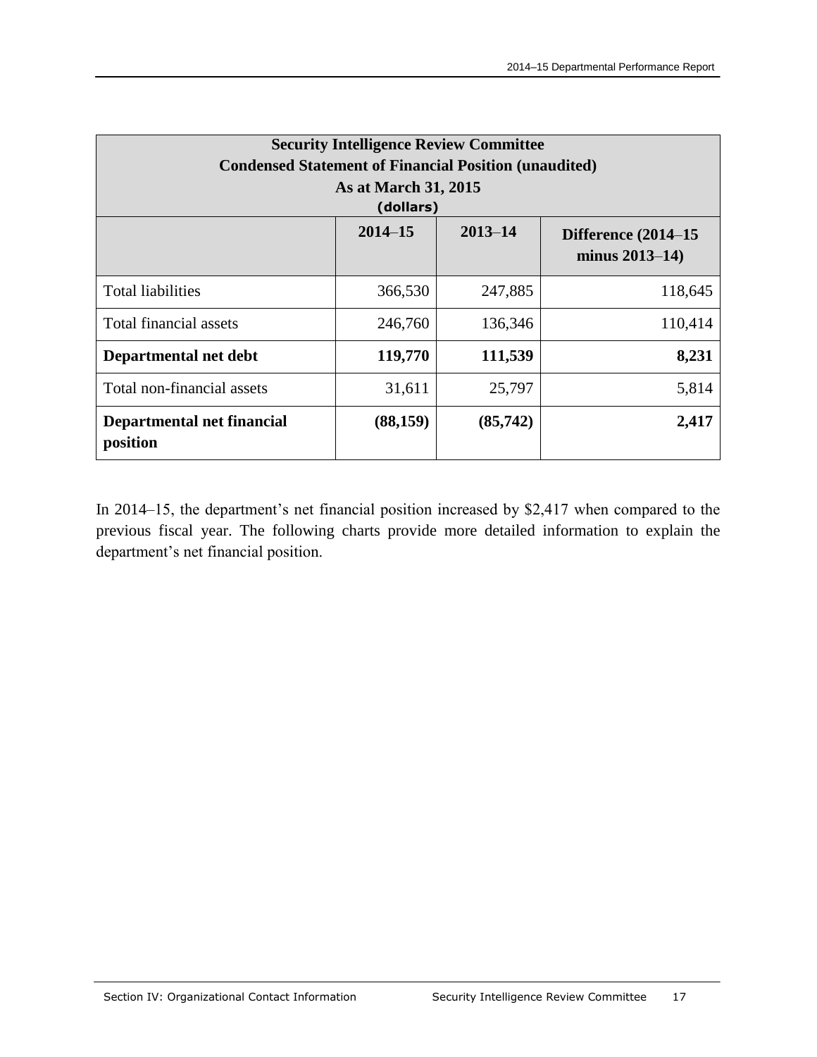| Security Intelligence Review Committee<br>Condensed Statement of Financial Position (unaudited)<br>As at March 31, 2015<br>(dollars) | | | |
|---|---|---|---|
| | **2014–15** | **2013–14** | **Difference (2014–15 minus 2013–14)** |
| Total liabilities | 366,530 | 247,885 | 118,645 |
| Total financial assets | 246,760 | 136,346 | 110,414 |
| **Departmental net debt** | **119,770** | **111,539** | **8,231** |
| Total non-financial assets | 31,611 | 25,797 | 5,814 |
| **Departmental net financial position** | **(88,159)** | **(85,742)** | **2,417** |

In 2014–15, the department's net financial position increased by $2,417 when compared to the previous fiscal year. The following charts provide more detailed information to explain the department's net financial position.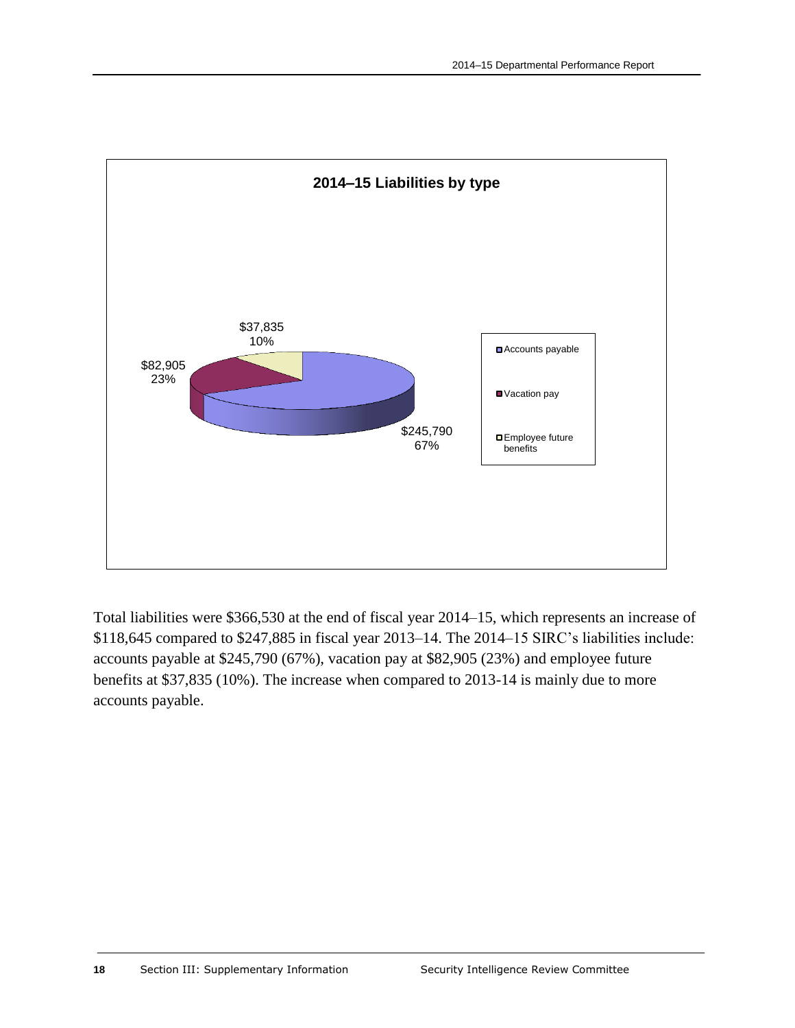**2014–15 Liabilities by type**

| Type | Amount | Percentage |
| --- | --- | --- |
| Accounts payable | $245,790 | 67% |
| Vacation pay | $82,905 | 23% |
| Employee future benefits | $37,835 | 10% |

Total liabilities were $366,530 at the end of fiscal year 2014–15, which represents an increase of $118,645 compared to $247,885 in fiscal year 2013–14. The 2014–15 SIRC's liabilities include: accounts payable at $245,790 (67%), vacation pay at $82,905 (23%) and employee future benefits at $37,835 (10%). The increase when compared to 2013-14 is mainly due to more accounts payable.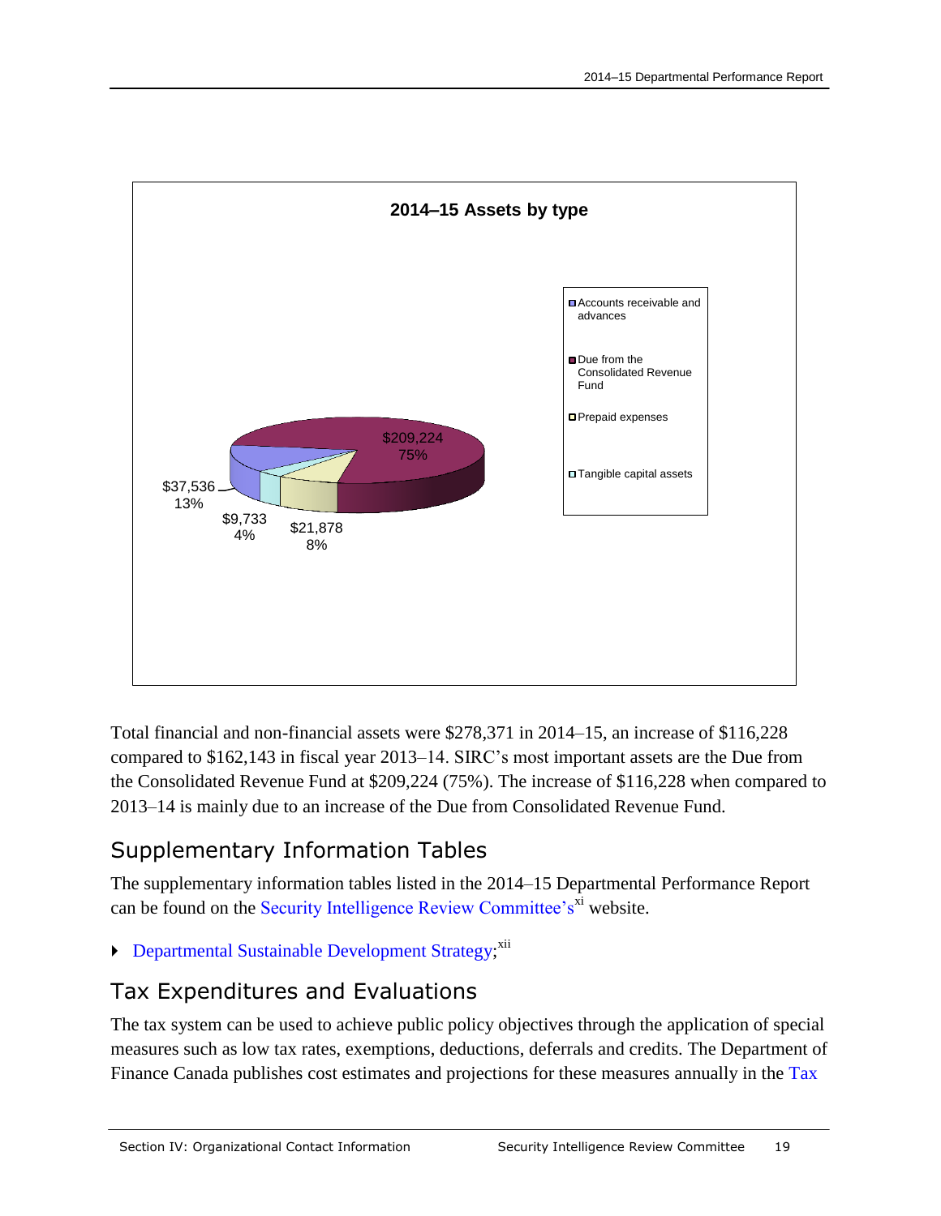**2014–15 Assets by type**

| Asset type | Amount | Percentage |
| --- | --- | --- |
| Accounts receivable and advances | $37,536 | 13% |
| Due from the Consolidated Revenue Fund | $209,224 | 75% |
| Prepaid expenses | $21,878 | 8% |
| Tangible capital assets | $9,733 | 4% |

Total financial and non-financial assets were $278,371 in 2014–15, an increase of $116,228 compared to $162,143 in fiscal year 2013–14. SIRC's most important assets are the Due from the Consolidated Revenue Fund at $209,224 (75%). The increase of $116,228 when compared to 2013–14 is mainly due to an increase of the Due from Consolidated Revenue Fund.

## Supplementary Information Tables

The supplementary information tables listed in the 2014–15 Departmental Performance Report can be found on the Security Intelligence Review Committee's[xi] website.

- Departmental Sustainable Development Strategy;[xii]

## Tax Expenditures and Evaluations

The tax system can be used to achieve public policy objectives through the application of special measures such as low tax rates, exemptions, deductions, deferrals and credits. The Department of Finance Canada publishes cost estimates and projections for these measures annually in the Tax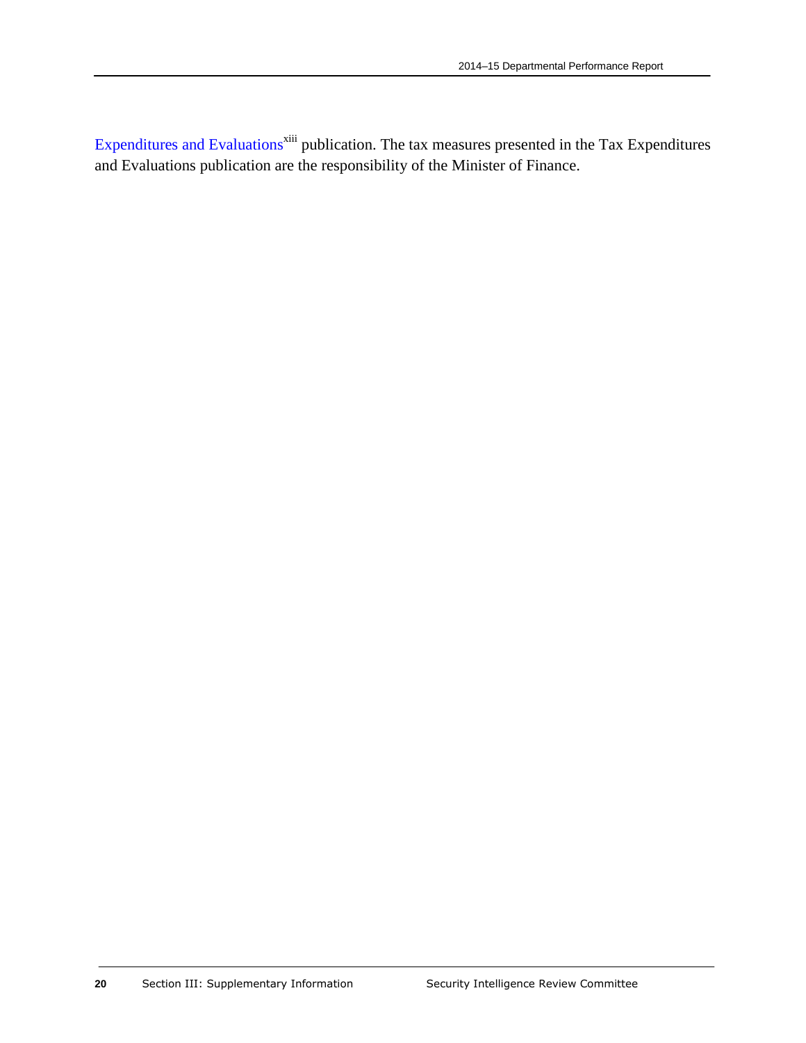Expenditures and Evaluations[xiii] publication. The tax measures presented in the Tax Expenditures and Evaluations publication are the responsibility of the Minister of Finance.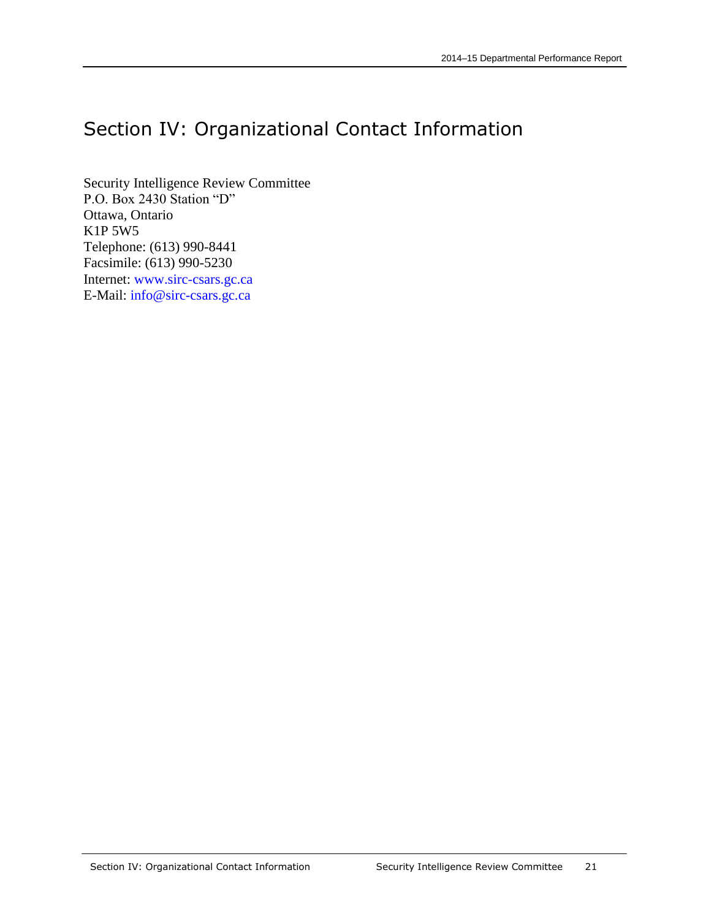# Section IV: Organizational Contact Information

Security Intelligence Review Committee
P.O. Box 2430 Station "D"
Ottawa, Ontario
K1P 5W5
Telephone: (613) 990-8441
Facsimile: (613) 990-5230
Internet: www.sirc-csars.gc.ca
E-Mail: info@sirc-csars.gc.ca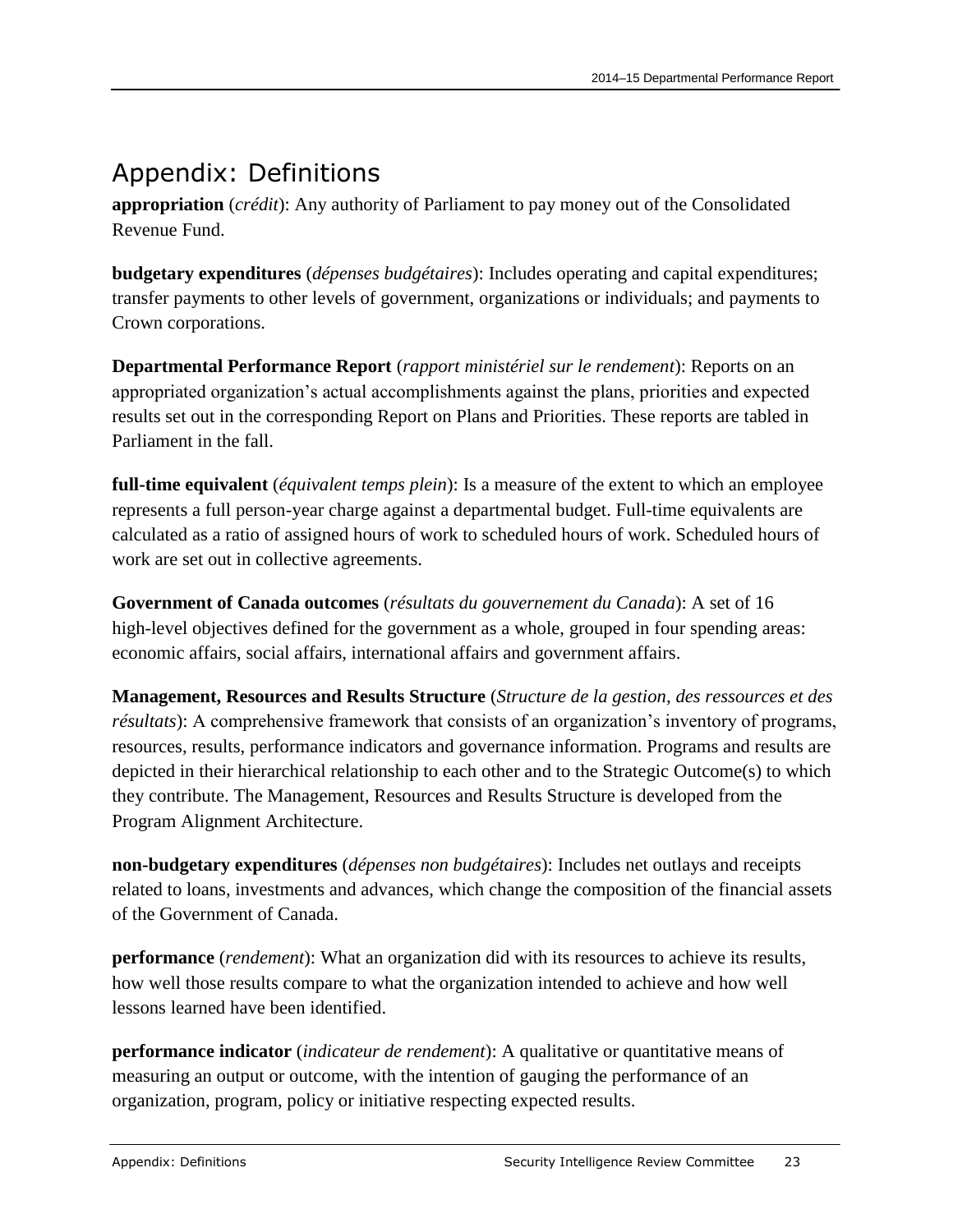# Appendix: Definitions

**appropriation** (*crédit*): Any authority of Parliament to pay money out of the Consolidated Revenue Fund.

**budgetary expenditures** (*dépenses budgétaires*): Includes operating and capital expenditures; transfer payments to other levels of government, organizations or individuals; and payments to Crown corporations.

**Departmental Performance Report** (*rapport ministériel sur le rendement*): Reports on an appropriated organization's actual accomplishments against the plans, priorities and expected results set out in the corresponding Report on Plans and Priorities. These reports are tabled in Parliament in the fall.

**full-time equivalent** (*équivalent temps plein*): Is a measure of the extent to which an employee represents a full person-year charge against a departmental budget. Full-time equivalents are calculated as a ratio of assigned hours of work to scheduled hours of work. Scheduled hours of work are set out in collective agreements.

**Government of Canada outcomes** (*résultats du gouvernement du Canada*): A set of 16 high-level objectives defined for the government as a whole, grouped in four spending areas: economic affairs, social affairs, international affairs and government affairs.

**Management, Resources and Results Structure** (*Structure de la gestion, des ressources et des résultats*): A comprehensive framework that consists of an organization's inventory of programs, resources, results, performance indicators and governance information. Programs and results are depicted in their hierarchical relationship to each other and to the Strategic Outcome(s) to which they contribute. The Management, Resources and Results Structure is developed from the Program Alignment Architecture.

**non-budgetary expenditures** (*dépenses non budgétaires*): Includes net outlays and receipts related to loans, investments and advances, which change the composition of the financial assets of the Government of Canada.

**performance** (*rendement*): What an organization did with its resources to achieve its results, how well those results compare to what the organization intended to achieve and how well lessons learned have been identified.

**performance indicator** (*indicateur de rendement*): A qualitative or quantitative means of measuring an output or outcome, with the intention of gauging the performance of an organization, program, policy or initiative respecting expected results.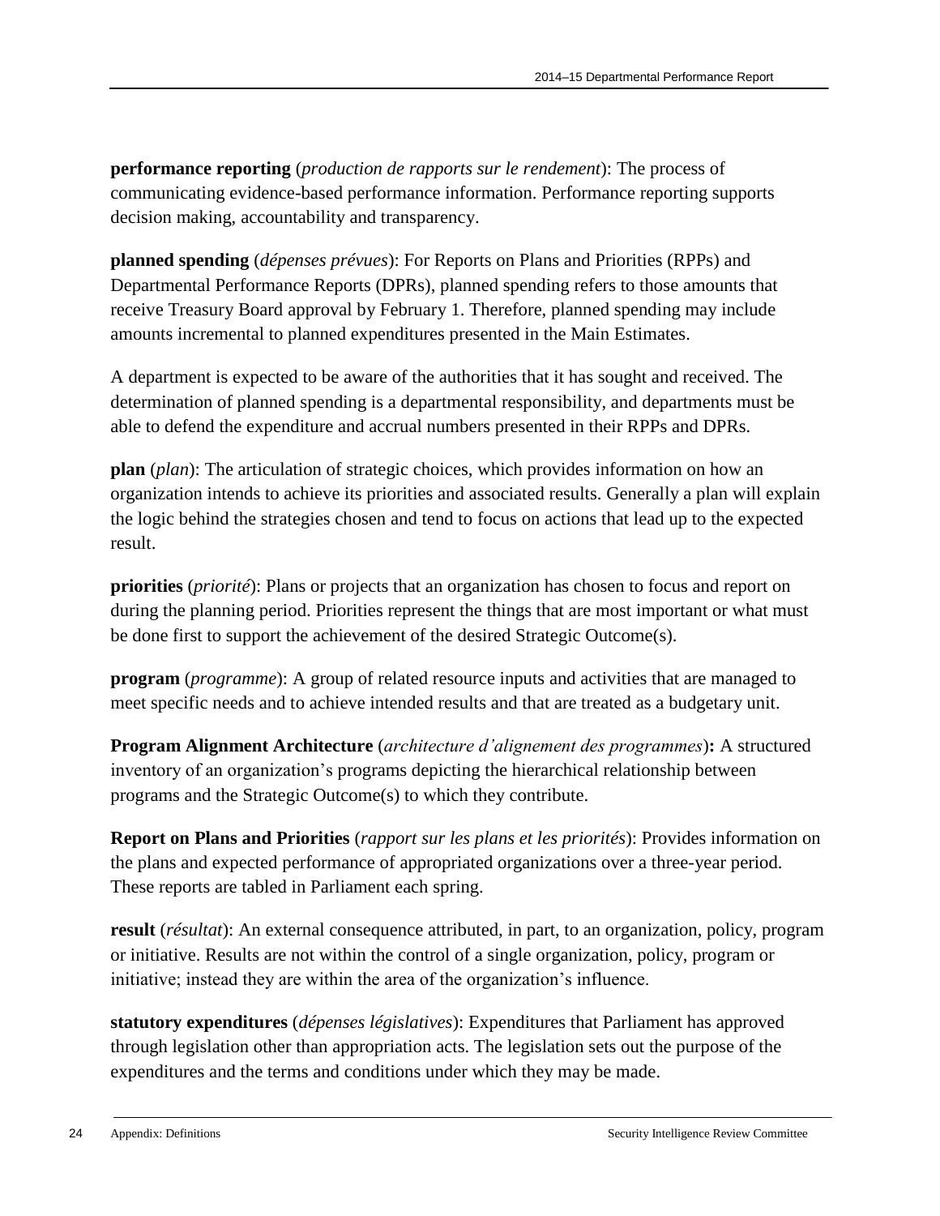**performance reporting** (*production de rapports sur le rendement*): The process of communicating evidence-based performance information. Performance reporting supports decision making, accountability and transparency.

**planned spending** (*dépenses prévues*): For Reports on Plans and Priorities (RPPs) and Departmental Performance Reports (DPRs), planned spending refers to those amounts that receive Treasury Board approval by February 1. Therefore, planned spending may include amounts incremental to planned expenditures presented in the Main Estimates.

A department is expected to be aware of the authorities that it has sought and received. The determination of planned spending is a departmental responsibility, and departments must be able to defend the expenditure and accrual numbers presented in their RPPs and DPRs.

**plan** (*plan*): The articulation of strategic choices, which provides information on how an organization intends to achieve its priorities and associated results. Generally a plan will explain the logic behind the strategies chosen and tend to focus on actions that lead up to the expected result.

**priorities** (*priorité*): Plans or projects that an organization has chosen to focus and report on during the planning period. Priorities represent the things that are most important or what must be done first to support the achievement of the desired Strategic Outcome(s).

**program** (*programme*): A group of related resource inputs and activities that are managed to meet specific needs and to achieve intended results and that are treated as a budgetary unit.

**Program Alignment Architecture** (*architecture d'alignement des programmes*)**:** A structured inventory of an organization's programs depicting the hierarchical relationship between programs and the Strategic Outcome(s) to which they contribute.

**Report on Plans and Priorities** (*rapport sur les plans et les priorités*): Provides information on the plans and expected performance of appropriated organizations over a three-year period. These reports are tabled in Parliament each spring.

**result** (*résultat*): An external consequence attributed, in part, to an organization, policy, program or initiative. Results are not within the control of a single organization, policy, program or initiative; instead they are within the area of the organization's influence.

**statutory expenditures** (*dépenses législatives*): Expenditures that Parliament has approved through legislation other than appropriation acts. The legislation sets out the purpose of the expenditures and the terms and conditions under which they may be made.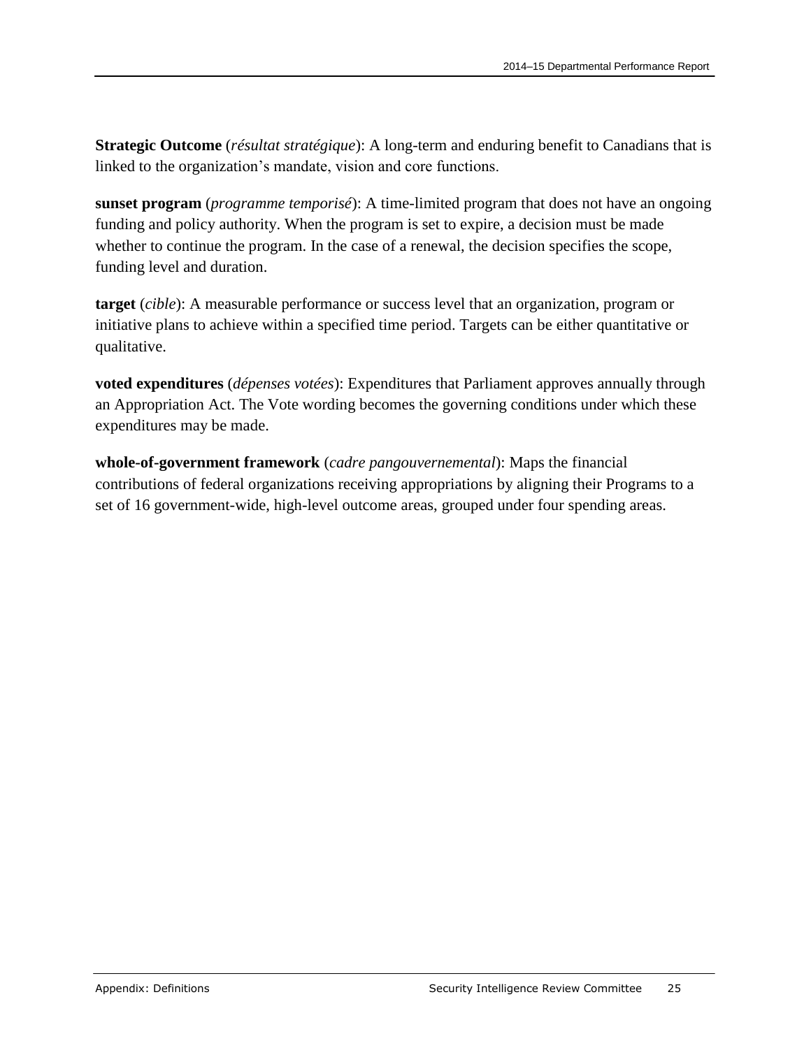**Strategic Outcome** (*résultat stratégique*): A long-term and enduring benefit to Canadians that is linked to the organization's mandate, vision and core functions.

**sunset program** (*programme temporisé*): A time-limited program that does not have an ongoing funding and policy authority. When the program is set to expire, a decision must be made whether to continue the program. In the case of a renewal, the decision specifies the scope, funding level and duration.

**target** (*cible*): A measurable performance or success level that an organization, program or initiative plans to achieve within a specified time period. Targets can be either quantitative or qualitative.

**voted expenditures** (*dépenses votées*): Expenditures that Parliament approves annually through an Appropriation Act. The Vote wording becomes the governing conditions under which these expenditures may be made.

**whole-of-government framework** (*cadre pangouvernemental*): Maps the financial contributions of federal organizations receiving appropriations by aligning their Programs to a set of 16 government-wide, high-level outcome areas, grouped under four spending areas.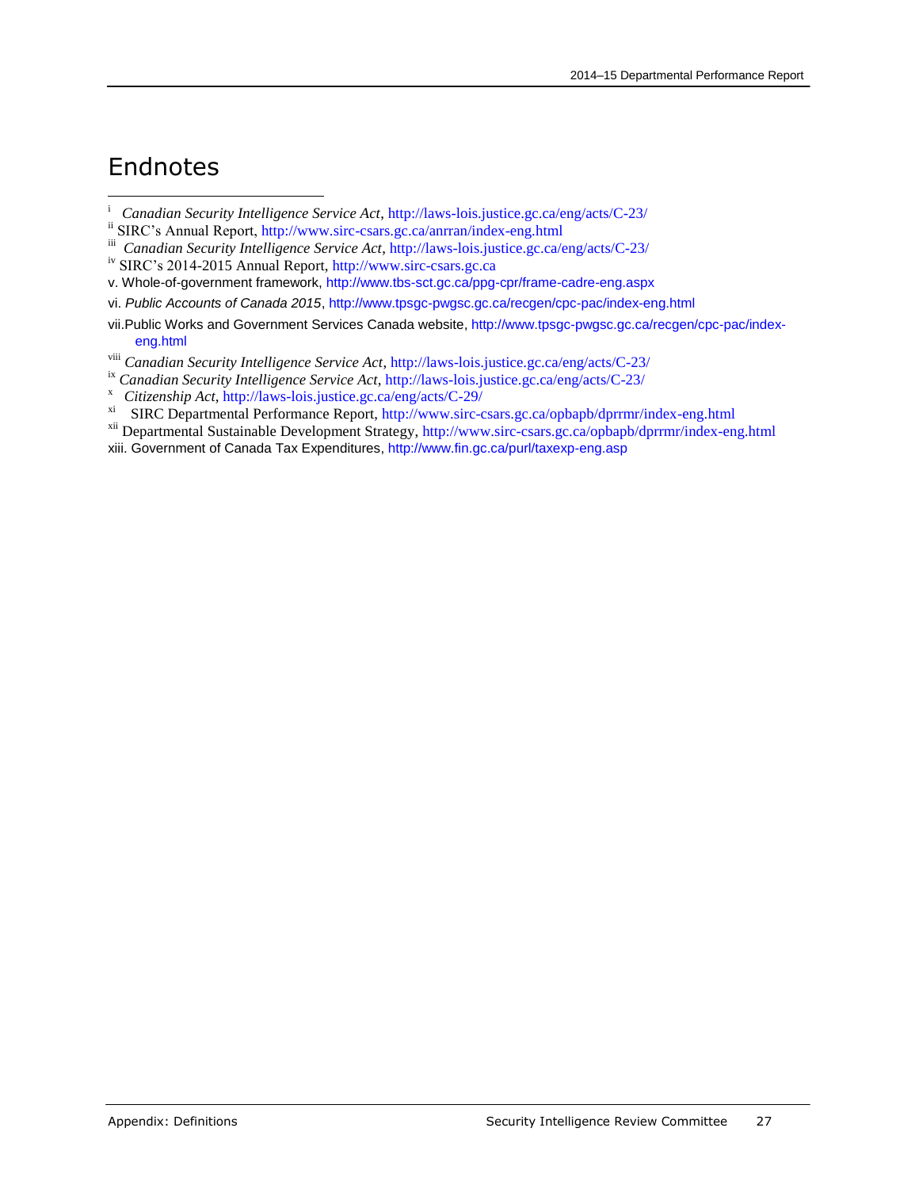# Endnotes

[i] *Canadian Security Intelligence Service Act*, http://laws-lois.justice.gc.ca/eng/acts/C-23/

[ii] SIRC's Annual Report, http://www.sirc-csars.gc.ca/anrran/index-eng.html

[iii] *Canadian Security Intelligence Service Act*, http://laws-lois.justice.gc.ca/eng/acts/C-23/

[iv] SIRC's 2014-2015 Annual Report, http://www.sirc-csars.gc.ca

v. Whole-of-government framework, http://www.tbs-sct.gc.ca/ppg-cpr/frame-cadre-eng.aspx

vi. *Public Accounts of Canada 2015*, http://www.tpsgc-pwgsc.gc.ca/recgen/cpc-pac/index-eng.html

vii.Public Works and Government Services Canada website, http://www.tpsgc-pwgsc.gc.ca/recgen/cpc-pac/index-eng.html

[viii] *Canadian Security Intelligence Service Act*, http://laws-lois.justice.gc.ca/eng/acts/C-23/

[ix] *Canadian Security Intelligence Service Act*, http://laws-lois.justice.gc.ca/eng/acts/C-23/

[x] *Citizenship Act*, http://laws-lois.justice.gc.ca/eng/acts/C-29/

[xi] SIRC Departmental Performance Report, http://www.sirc-csars.gc.ca/opbapb/dprrmr/index-eng.html

[xii] Departmental Sustainable Development Strategy, http://www.sirc-csars.gc.ca/opbapb/dprrmr/index-eng.html

xiii. Government of Canada Tax Expenditures, http://www.fin.gc.ca/purl/taxexp-eng.asp